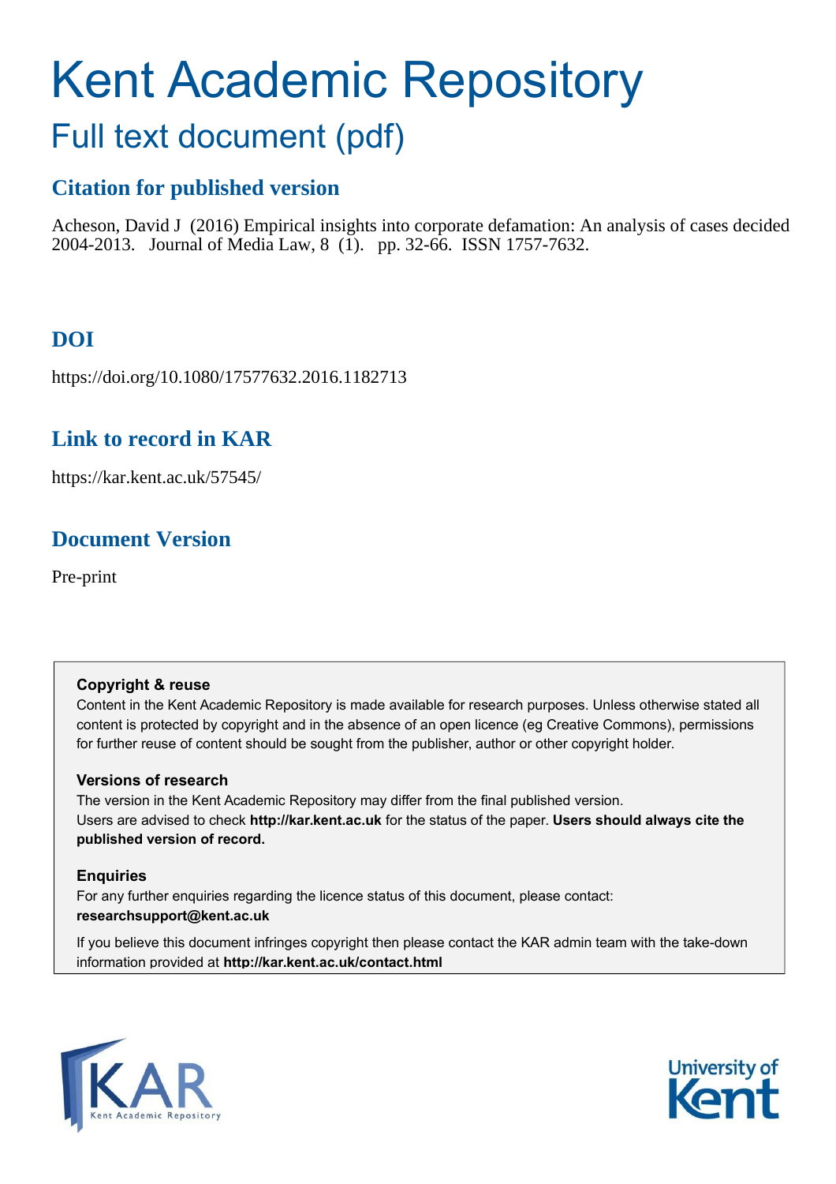# Kent Academic Repository

## Full text document (pdf)

### Citation for published version

Acheson, David J (2016) Empirical insights into corporate defamation: An analysis of cases decided 2004-2013. Journal of Media Law, 8 (1). pp. 32-66. ISSN 1757-7632.

### DOI

https://doi.org/10.1080/17577632.2016.1182713

### Link to record in KAR

https://kar.kent.ac.uk/57545/

### Document Version

Pre-print

**Copyright & reuse**

Content in the Kent Academic Repository is made available for research purposes. Unless otherwise stated all content is protected by copyright and in the absence of an open licence (eg Creative Commons), permissions for further reuse of content should be sought from the publisher, author or other copyright holder.

**Versions of research**

The version in the Kent Academic Repository may differ from the final published version.
Users are advised to check **http://kar.kent.ac.uk** for the status of the paper. **Users should always cite the published version of record.**

**Enquiries**

For any further enquiries regarding the licence status of this document, please contact:
**researchsupport@kent.ac.uk**

If you believe this document infringes copyright then please contact the KAR admin team with the take-down information provided at **http://kar.kent.ac.uk/contact.html**

KAR Kent Academic Repository

University of Kent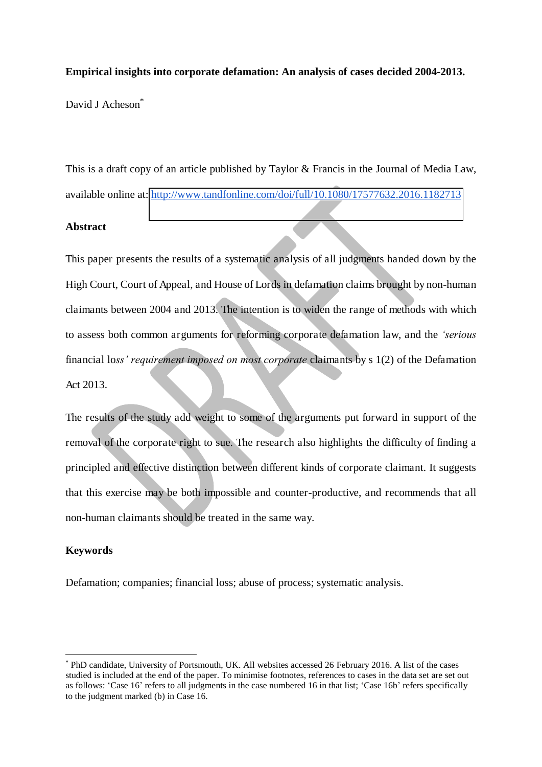**Empirical insights into corporate defamation: An analysis of cases decided 2004-2013.**

David J Acheson[*]

This is a draft copy of an article published by Taylor & Francis in the Journal of Media Law, available online at: http://www.tandfonline.com/doi/full/10.1080/17577632.2016.1182713

**Abstract**

This paper presents the results of a systematic analysis of all judgments handed down by the High Court, Court of Appeal, and House of Lords in defamation claims brought by non-human claimants between 2004 and 2013. The intention is to widen the range of methods with which to assess both common arguments for reforming corporate defamation law, and the *'serious* financial lo*ss' requirement imposed on most corporate* claimants by s 1(2) of the Defamation Act 2013.

The results of the study add weight to some of the arguments put forward in support of the removal of the corporate right to sue. The research also highlights the difficulty of finding a principled and effective distinction between different kinds of corporate claimant. It suggests that this exercise may be both impossible and counter-productive, and recommends that all non-human claimants should be treated in the same way.

**Keywords**

Defamation; companies; financial loss; abuse of process; systematic analysis.

---

[*] PhD candidate, University of Portsmouth, UK. All websites accessed 26 February 2016. A list of the cases studied is included at the end of the paper. To minimise footnotes, references to cases in the data set are set out as follows: 'Case 16' refers to all judgments in the case numbered 16 in that list; 'Case 16b' refers specifically to the judgment marked (b) in Case 16.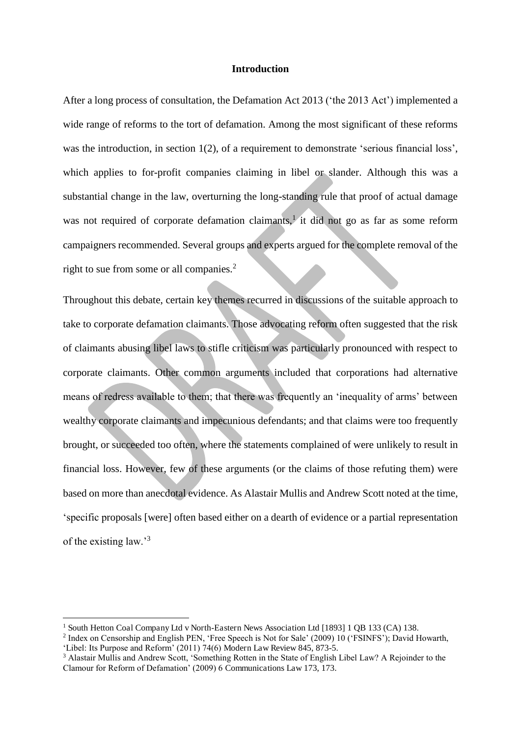# Introduction

After a long process of consultation, the Defamation Act 2013 ('the 2013 Act') implemented a wide range of reforms to the tort of defamation. Among the most significant of these reforms was the introduction, in section 1(2), of a requirement to demonstrate 'serious financial loss', which applies to for-profit companies claiming in libel or slander. Although this was a substantial change in the law, overturning the long-standing rule that proof of actual damage was not required of corporate defamation claimants,[1] it did not go as far as some reform campaigners recommended. Several groups and experts argued for the complete removal of the right to sue from some or all companies.[2]

Throughout this debate, certain key themes recurred in discussions of the suitable approach to take to corporate defamation claimants. Those advocating reform often suggested that the risk of claimants abusing libel laws to stifle criticism was particularly pronounced with respect to corporate claimants. Other common arguments included that corporations had alternative means of redress available to them; that there was frequently an 'inequality of arms' between wealthy corporate claimants and impecunious defendants; and that claims were too frequently brought, or succeeded too often, where the statements complained of were unlikely to result in financial loss. However, few of these arguments (or the claims of those refuting them) were based on more than anecdotal evidence. As Alastair Mullis and Andrew Scott noted at the time, 'specific proposals [were] often based either on a dearth of evidence or a partial representation of the existing law.'[3]

---

[1] South Hetton Coal Company Ltd v North-Eastern News Association Ltd [1893] 1 QB 133 (CA) 138.

[2] Index on Censorship and English PEN, 'Free Speech is Not for Sale' (2009) 10 ('FSINFS'); David Howarth, 'Libel: Its Purpose and Reform' (2011) 74(6) Modern Law Review 845, 873-5.

[3] Alastair Mullis and Andrew Scott, 'Something Rotten in the State of English Libel Law? A Rejoinder to the Clamour for Reform of Defamation' (2009) 6 Communications Law 173, 173.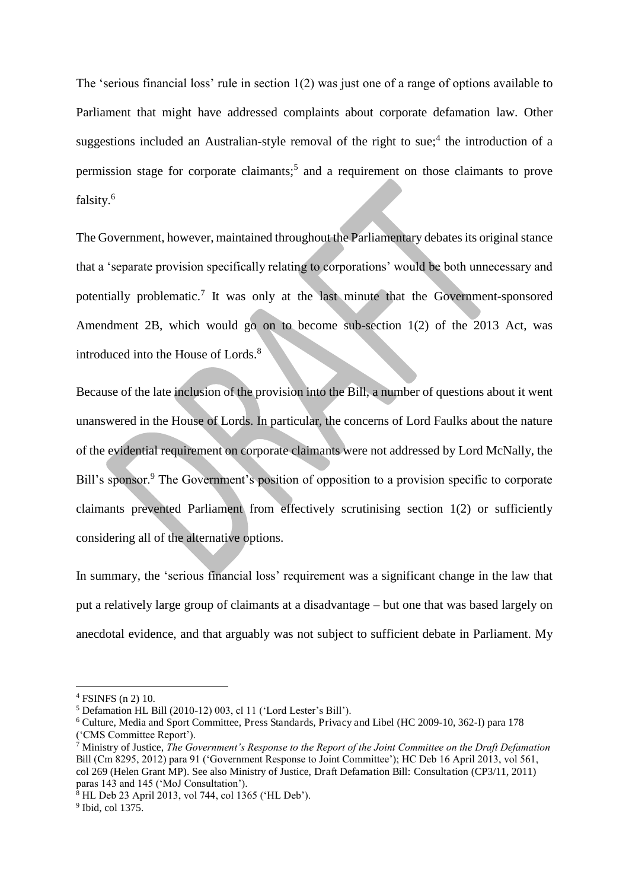The 'serious financial loss' rule in section 1(2) was just one of a range of options available to Parliament that might have addressed complaints about corporate defamation law. Other suggestions included an Australian-style removal of the right to sue;[4] the introduction of a permission stage for corporate claimants;[5] and a requirement on those claimants to prove falsity.[6]

The Government, however, maintained throughout the Parliamentary debates its original stance that a 'separate provision specifically relating to corporations' would be both unnecessary and potentially problematic.[7] It was only at the last minute that the Government-sponsored Amendment 2B, which would go on to become sub-section 1(2) of the 2013 Act, was introduced into the House of Lords.[8]

Because of the late inclusion of the provision into the Bill, a number of questions about it went unanswered in the House of Lords. In particular, the concerns of Lord Faulks about the nature of the evidential requirement on corporate claimants were not addressed by Lord McNally, the Bill's sponsor.[9] The Government's position of opposition to a provision specific to corporate claimants prevented Parliament from effectively scrutinising section 1(2) or sufficiently considering all of the alternative options.

In summary, the 'serious financial loss' requirement was a significant change in the law that put a relatively large group of claimants at a disadvantage – but one that was based largely on anecdotal evidence, and that arguably was not subject to sufficient debate in Parliament. My

---

[4] FSINFS (n 2) 10.

[5] Defamation HL Bill (2010-12) 003, cl 11 ('Lord Lester's Bill').

[6] Culture, Media and Sport Committee, Press Standards, Privacy and Libel (HC 2009-10, 362-I) para 178 ('CMS Committee Report').

[7] Ministry of Justice, *The Government's Response to the Report of the Joint Committee on the Draft Defamation* Bill (Cm 8295, 2012) para 91 ('Government Response to Joint Committee'); HC Deb 16 April 2013, vol 561, col 269 (Helen Grant MP). See also Ministry of Justice, Draft Defamation Bill: Consultation (CP3/11, 2011) paras 143 and 145 ('MoJ Consultation').

[8] HL Deb 23 April 2013, vol 744, col 1365 ('HL Deb').

[9] Ibid, col 1375.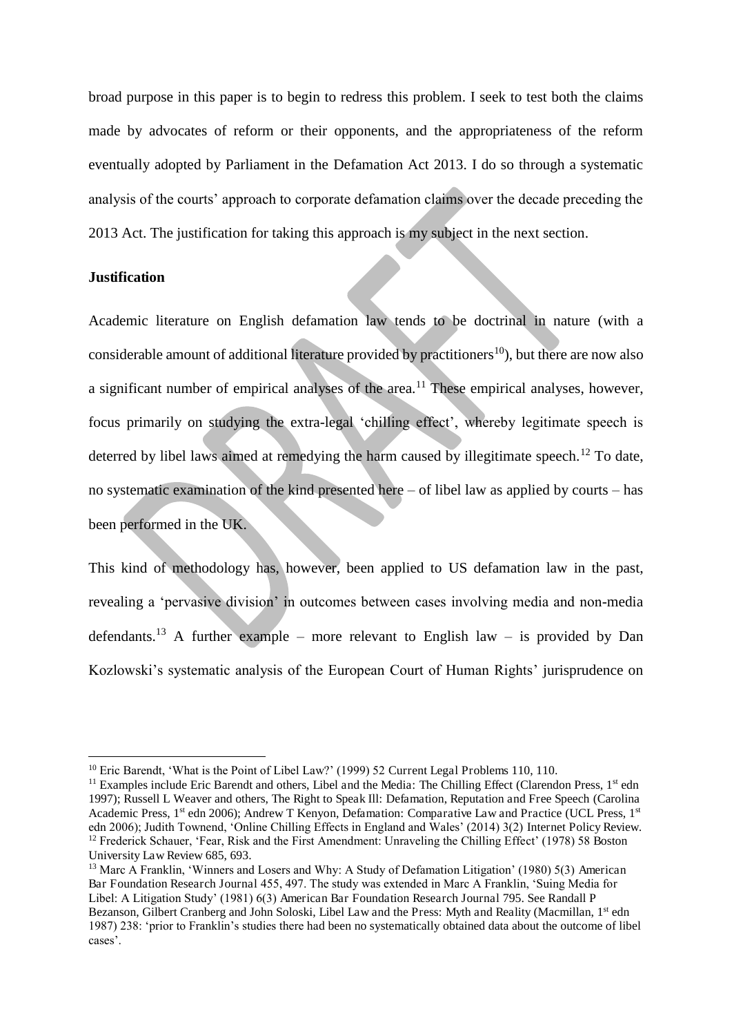broad purpose in this paper is to begin to redress this problem. I seek to test both the claims made by advocates of reform or their opponents, and the appropriateness of the reform eventually adopted by Parliament in the Defamation Act 2013. I do so through a systematic analysis of the courts' approach to corporate defamation claims over the decade preceding the 2013 Act. The justification for taking this approach is my subject in the next section.

**Justification**

Academic literature on English defamation law tends to be doctrinal in nature (with a considerable amount of additional literature provided by practitioners[10]), but there are now also a significant number of empirical analyses of the area.[11] These empirical analyses, however, focus primarily on studying the extra-legal 'chilling effect', whereby legitimate speech is deterred by libel laws aimed at remedying the harm caused by illegitimate speech.[12] To date, no systematic examination of the kind presented here – of libel law as applied by courts – has been performed in the UK.

This kind of methodology has, however, been applied to US defamation law in the past, revealing a 'pervasive division' in outcomes between cases involving media and non-media defendants.[13] A further example – more relevant to English law – is provided by Dan Kozlowski's systematic analysis of the European Court of Human Rights' jurisprudence on

---

[10] Eric Barendt, 'What is the Point of Libel Law?' (1999) 52 Current Legal Problems 110, 110.

[11] Examples include Eric Barendt and others, Libel and the Media: The Chilling Effect (Clarendon Press, 1st edn 1997); Russell L Weaver and others, The Right to Speak Ill: Defamation, Reputation and Free Speech (Carolina Academic Press, 1st edn 2006); Andrew T Kenyon, Defamation: Comparative Law and Practice (UCL Press, 1st edn 2006); Judith Townend, 'Online Chilling Effects in England and Wales' (2014) 3(2) Internet Policy Review.

[12] Frederick Schauer, 'Fear, Risk and the First Amendment: Unraveling the Chilling Effect' (1978) 58 Boston University Law Review 685, 693.

[13] Marc A Franklin, 'Winners and Losers and Why: A Study of Defamation Litigation' (1980) 5(3) American Bar Foundation Research Journal 455, 497. The study was extended in Marc A Franklin, 'Suing Media for Libel: A Litigation Study' (1981) 6(3) American Bar Foundation Research Journal 795. See Randall P Bezanson, Gilbert Cranberg and John Soloski, Libel Law and the Press: Myth and Reality (Macmillan, 1st edn 1987) 238: 'prior to Franklin's studies there had been no systematically obtained data about the outcome of libel cases'.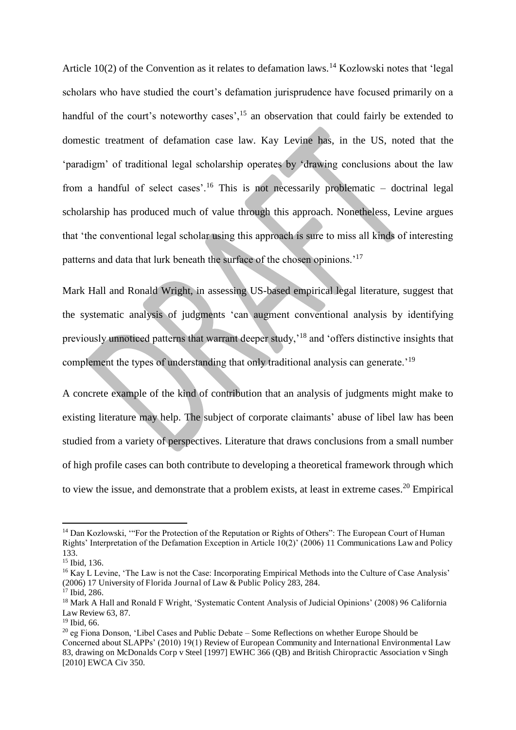Article 10(2) of the Convention as it relates to defamation laws.[14] Kozlowski notes that 'legal scholars who have studied the court's defamation jurisprudence have focused primarily on a handful of the court's noteworthy cases',[15] an observation that could fairly be extended to domestic treatment of defamation case law. Kay Levine has, in the US, noted that the 'paradigm' of traditional legal scholarship operates by 'drawing conclusions about the law from a handful of select cases'.[16] This is not necessarily problematic – doctrinal legal scholarship has produced much of value through this approach. Nonetheless, Levine argues that 'the conventional legal scholar using this approach is sure to miss all kinds of interesting patterns and data that lurk beneath the surface of the chosen opinions.'[17]

Mark Hall and Ronald Wright, in assessing US-based empirical legal literature, suggest that the systematic analysis of judgments 'can augment conventional analysis by identifying previously unnoticed patterns that warrant deeper study,'[18] and 'offers distinctive insights that complement the types of understanding that only traditional analysis can generate.'[19]

A concrete example of the kind of contribution that an analysis of judgments might make to existing literature may help. The subject of corporate claimants' abuse of libel law has been studied from a variety of perspectives. Literature that draws conclusions from a small number of high profile cases can both contribute to developing a theoretical framework through which to view the issue, and demonstrate that a problem exists, at least in extreme cases.[20] Empirical

---

[14] Dan Kozlowski, '"For the Protection of the Reputation or Rights of Others": The European Court of Human Rights' Interpretation of the Defamation Exception in Article 10(2)' (2006) 11 Communications Law and Policy 133.

[15] Ibid, 136.

[16] Kay L Levine, 'The Law is not the Case: Incorporating Empirical Methods into the Culture of Case Analysis' (2006) 17 University of Florida Journal of Law & Public Policy 283, 284.

[17] Ibid, 286.

[18] Mark A Hall and Ronald F Wright, 'Systematic Content Analysis of Judicial Opinions' (2008) 96 California Law Review 63, 87.

[19] Ibid, 66.

[20] eg Fiona Donson, 'Libel Cases and Public Debate – Some Reflections on whether Europe Should be Concerned about SLAPPs' (2010) 19(1) Review of European Community and International Environmental Law 83, drawing on McDonalds Corp v Steel [1997] EWHC 366 (QB) and British Chiropractic Association v Singh [2010] EWCA Civ 350.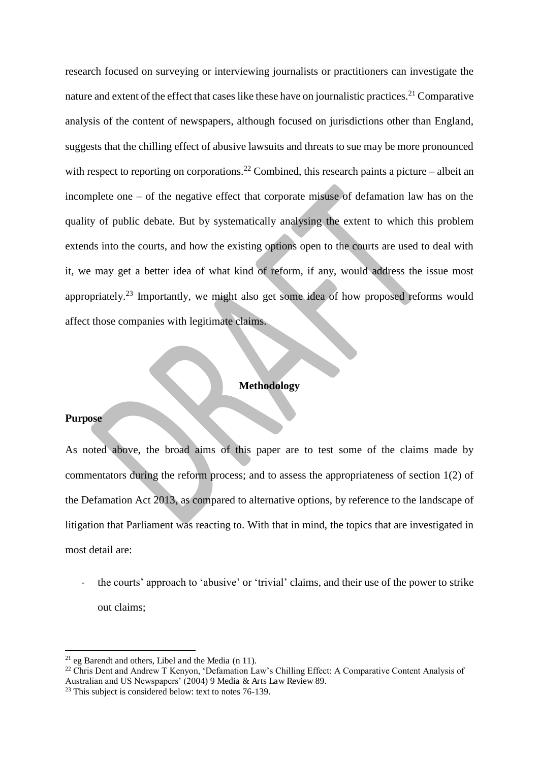research focused on surveying or interviewing journalists or practitioners can investigate the nature and extent of the effect that cases like these have on journalistic practices.[21] Comparative analysis of the content of newspapers, although focused on jurisdictions other than England, suggests that the chilling effect of abusive lawsuits and threats to sue may be more pronounced with respect to reporting on corporations.[22] Combined, this research paints a picture – albeit an incomplete one – of the negative effect that corporate misuse of defamation law has on the quality of public debate. But by systematically analysing the extent to which this problem extends into the courts, and how the existing options open to the courts are used to deal with it, we may get a better idea of what kind of reform, if any, would address the issue most appropriately.[23] Importantly, we might also get some idea of how proposed reforms would affect those companies with legitimate claims.

## Methodology

### Purpose

As noted above, the broad aims of this paper are to test some of the claims made by commentators during the reform process; and to assess the appropriateness of section 1(2) of the Defamation Act 2013, as compared to alternative options, by reference to the landscape of litigation that Parliament was reacting to. With that in mind, the topics that are investigated in most detail are:

- the courts' approach to 'abusive' or 'trivial' claims, and their use of the power to strike out claims;

---

[21] eg Barendt and others, Libel and the Media (n 11).

[22] Chris Dent and Andrew T Kenyon, 'Defamation Law's Chilling Effect: A Comparative Content Analysis of Australian and US Newspapers' (2004) 9 Media & Arts Law Review 89.

[23] This subject is considered below: text to notes 76-139.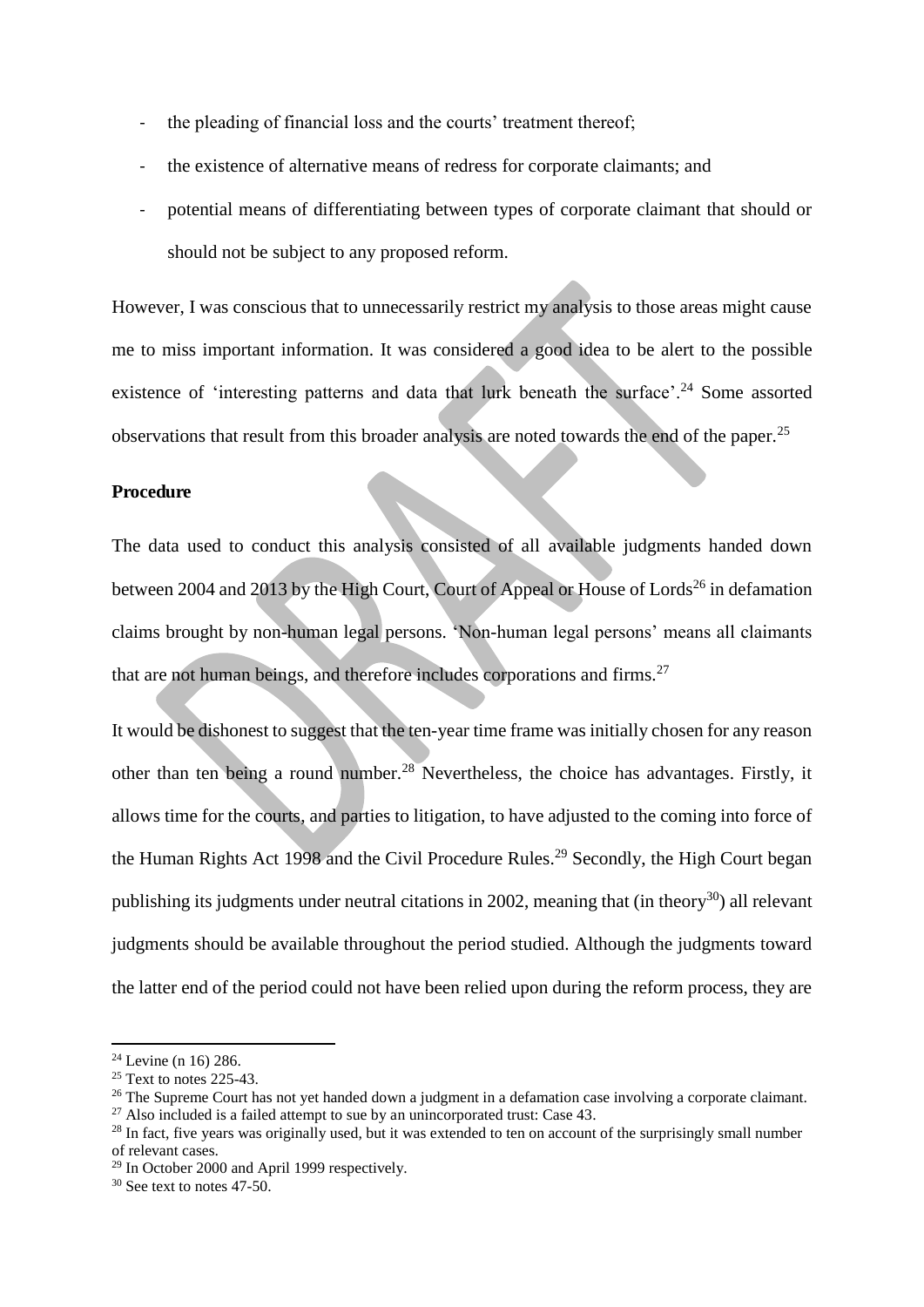- the pleading of financial loss and the courts' treatment thereof;
- the existence of alternative means of redress for corporate claimants; and
- potential means of differentiating between types of corporate claimant that should or should not be subject to any proposed reform.

However, I was conscious that to unnecessarily restrict my analysis to those areas might cause me to miss important information. It was considered a good idea to be alert to the possible existence of 'interesting patterns and data that lurk beneath the surface'.[24] Some assorted observations that result from this broader analysis are noted towards the end of the paper.[25]

**Procedure**

The data used to conduct this analysis consisted of all available judgments handed down between 2004 and 2013 by the High Court, Court of Appeal or House of Lords[26] in defamation claims brought by non-human legal persons. 'Non-human legal persons' means all claimants that are not human beings, and therefore includes corporations and firms.[27]

It would be dishonest to suggest that the ten-year time frame was initially chosen for any reason other than ten being a round number.[28] Nevertheless, the choice has advantages. Firstly, it allows time for the courts, and parties to litigation, to have adjusted to the coming into force of the Human Rights Act 1998 and the Civil Procedure Rules.[29] Secondly, the High Court began publishing its judgments under neutral citations in 2002, meaning that (in theory[30]) all relevant judgments should be available throughout the period studied. Although the judgments toward the latter end of the period could not have been relied upon during the reform process, they are

---

[24] Levine (n 16) 286.

[25] Text to notes 225-43.

[26] The Supreme Court has not yet handed down a judgment in a defamation case involving a corporate claimant.

[27] Also included is a failed attempt to sue by an unincorporated trust: Case 43.

[28] In fact, five years was originally used, but it was extended to ten on account of the surprisingly small number of relevant cases.

[29] In October 2000 and April 1999 respectively.

[30] See text to notes 47-50.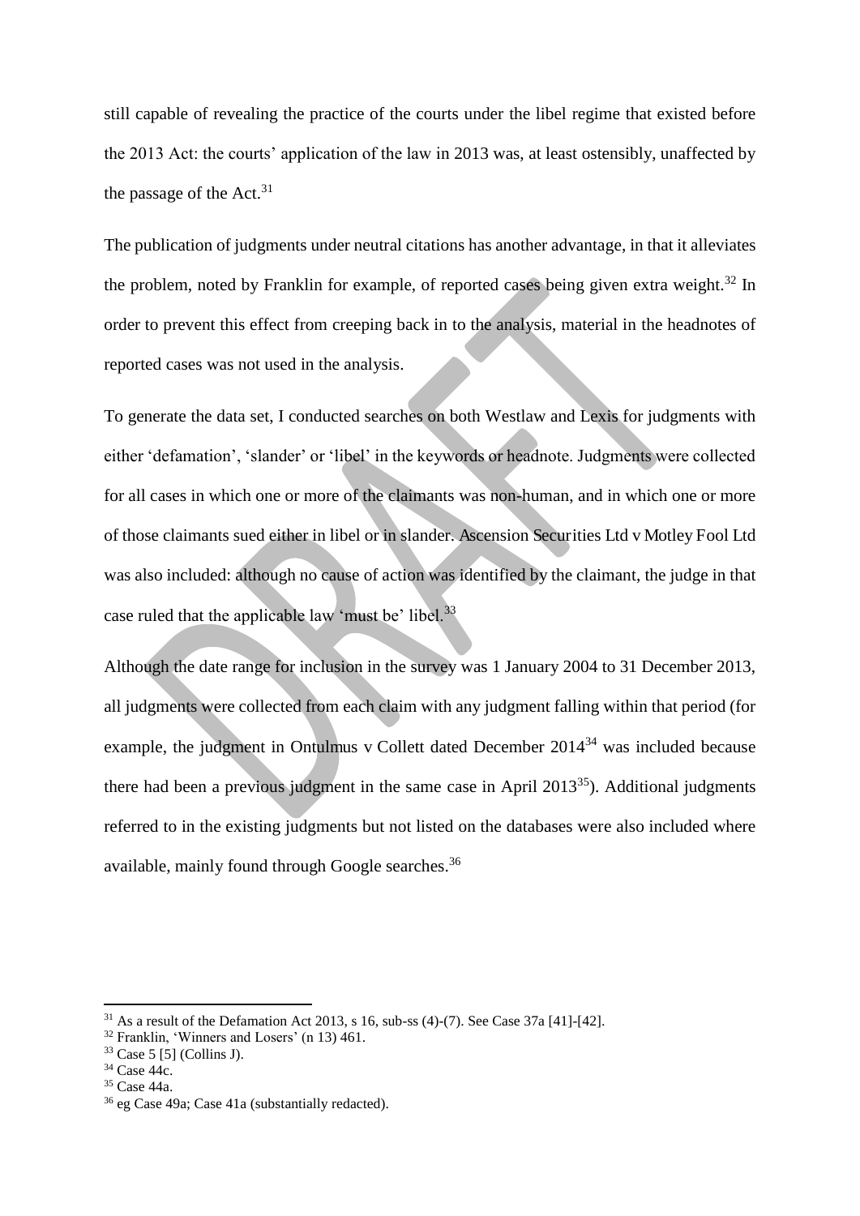still capable of revealing the practice of the courts under the libel regime that existed before the 2013 Act: the courts' application of the law in 2013 was, at least ostensibly, unaffected by the passage of the Act.[31]

The publication of judgments under neutral citations has another advantage, in that it alleviates the problem, noted by Franklin for example, of reported cases being given extra weight.[32] In order to prevent this effect from creeping back in to the analysis, material in the headnotes of reported cases was not used in the analysis.

To generate the data set, I conducted searches on both Westlaw and Lexis for judgments with either 'defamation', 'slander' or 'libel' in the keywords or headnote. Judgments were collected for all cases in which one or more of the claimants was non-human, and in which one or more of those claimants sued either in libel or in slander. Ascension Securities Ltd v Motley Fool Ltd was also included: although no cause of action was identified by the claimant, the judge in that case ruled that the applicable law 'must be' libel.[33]

Although the date range for inclusion in the survey was 1 January 2004 to 31 December 2013, all judgments were collected from each claim with any judgment falling within that period (for example, the judgment in Ontulmus v Collett dated December 2014[34] was included because there had been a previous judgment in the same case in April 2013[35]). Additional judgments referred to in the existing judgments but not listed on the databases were also included where available, mainly found through Google searches.[36]

---

[31] As a result of the Defamation Act 2013, s 16, sub-ss (4)-(7). See Case 37a [41]-[42].

[32] Franklin, 'Winners and Losers' (n 13) 461.

[33] Case 5 [5] (Collins J).

[34] Case 44c.

[35] Case 44a.

[36] eg Case 49a; Case 41a (substantially redacted).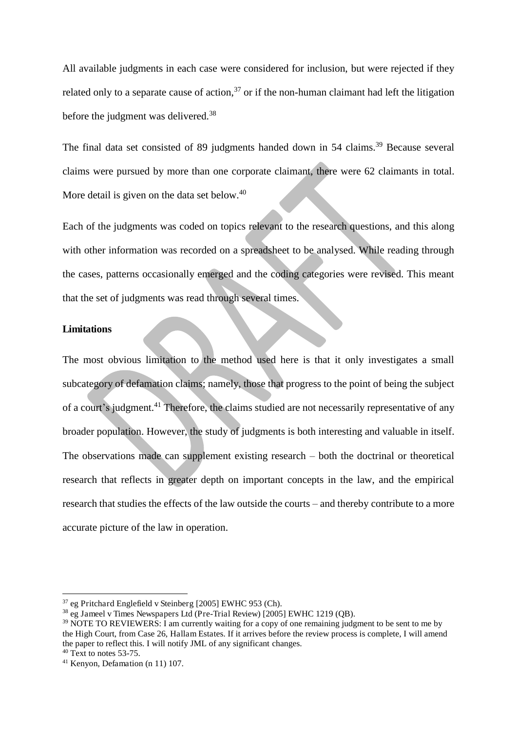All available judgments in each case were considered for inclusion, but were rejected if they related only to a separate cause of action,[37] or if the non-human claimant had left the litigation before the judgment was delivered.[38]

The final data set consisted of 89 judgments handed down in 54 claims.[39] Because several claims were pursued by more than one corporate claimant, there were 62 claimants in total. More detail is given on the data set below.[40]

Each of the judgments was coded on topics relevant to the research questions, and this along with other information was recorded on a spreadsheet to be analysed. While reading through the cases, patterns occasionally emerged and the coding categories were revised. This meant that the set of judgments was read through several times.

**Limitations**

The most obvious limitation to the method used here is that it only investigates a small subcategory of defamation claims; namely, those that progress to the point of being the subject of a court's judgment.[41] Therefore, the claims studied are not necessarily representative of any broader population. However, the study of judgments is both interesting and valuable in itself. The observations made can supplement existing research – both the doctrinal or theoretical research that reflects in greater depth on important concepts in the law, and the empirical research that studies the effects of the law outside the courts – and thereby contribute to a more accurate picture of the law in operation.

---

[37] eg Pritchard Englefield v Steinberg [2005] EWHC 953 (Ch).

[38] eg Jameel v Times Newspapers Ltd (Pre-Trial Review) [2005] EWHC 1219 (QB).

[39] NOTE TO REVIEWERS: I am currently waiting for a copy of one remaining judgment to be sent to me by the High Court, from Case 26, Hallam Estates. If it arrives before the review process is complete, I will amend the paper to reflect this. I will notify JML of any significant changes.

[40] Text to notes 53-75.

[41] Kenyon, Defamation (n 11) 107.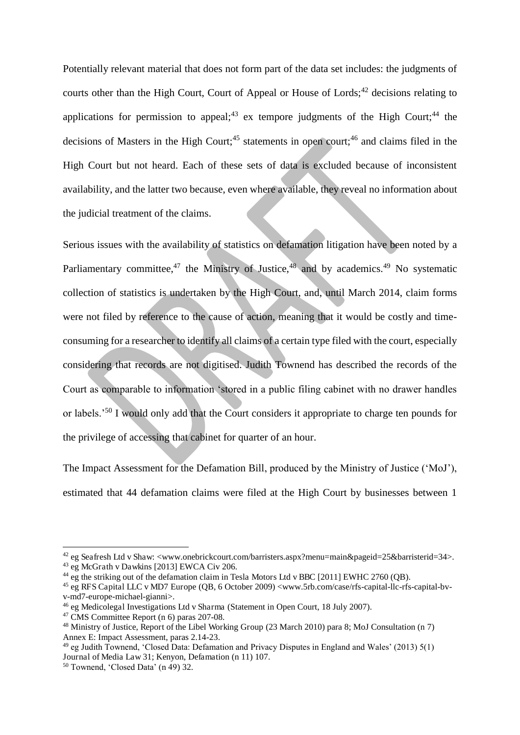Potentially relevant material that does not form part of the data set includes: the judgments of courts other than the High Court, Court of Appeal or House of Lords;[42] decisions relating to applications for permission to appeal;[43] ex tempore judgments of the High Court;[44] the decisions of Masters in the High Court;[45] statements in open court;[46] and claims filed in the High Court but not heard. Each of these sets of data is excluded because of inconsistent availability, and the latter two because, even where available, they reveal no information about the judicial treatment of the claims.

Serious issues with the availability of statistics on defamation litigation have been noted by a Parliamentary committee,[47] the Ministry of Justice,[48] and by academics.[49] No systematic collection of statistics is undertaken by the High Court, and, until March 2014, claim forms were not filed by reference to the cause of action, meaning that it would be costly and time-consuming for a researcher to identify all claims of a certain type filed with the court, especially considering that records are not digitised. Judith Townend has described the records of the Court as comparable to information 'stored in a public filing cabinet with no drawer handles or labels.'[50] I would only add that the Court considers it appropriate to charge ten pounds for the privilege of accessing that cabinet for quarter of an hour.

The Impact Assessment for the Defamation Bill, produced by the Ministry of Justice ('MoJ'), estimated that 44 defamation claims were filed at the High Court by businesses between 1

---

[42] eg Seafresh Ltd v Shaw: <www.onebrickcourt.com/barristers.aspx?menu=main&pageid=25&barristerid=34>.

[43] eg McGrath v Dawkins [2013] EWCA Civ 206.

[44] eg the striking out of the defamation claim in Tesla Motors Ltd v BBC [2011] EWHC 2760 (QB).

[45] eg RFS Capital LLC v MD7 Europe (QB, 6 October 2009) <www.5rb.com/case/rfs-capital-llc-rfs-capital-bv-v-md7-europe-michael-gianni>.

[46] eg Medicolegal Investigations Ltd v Sharma (Statement in Open Court, 18 July 2007).

[47] CMS Committee Report (n 6) paras 207-08.

[48] Ministry of Justice, Report of the Libel Working Group (23 March 2010) para 8; MoJ Consultation (n 7) Annex E: Impact Assessment, paras 2.14-23.

[49] eg Judith Townend, 'Closed Data: Defamation and Privacy Disputes in England and Wales' (2013) 5(1) Journal of Media Law 31; Kenyon, Defamation (n 11) 107.

[50] Townend, 'Closed Data' (n 49) 32.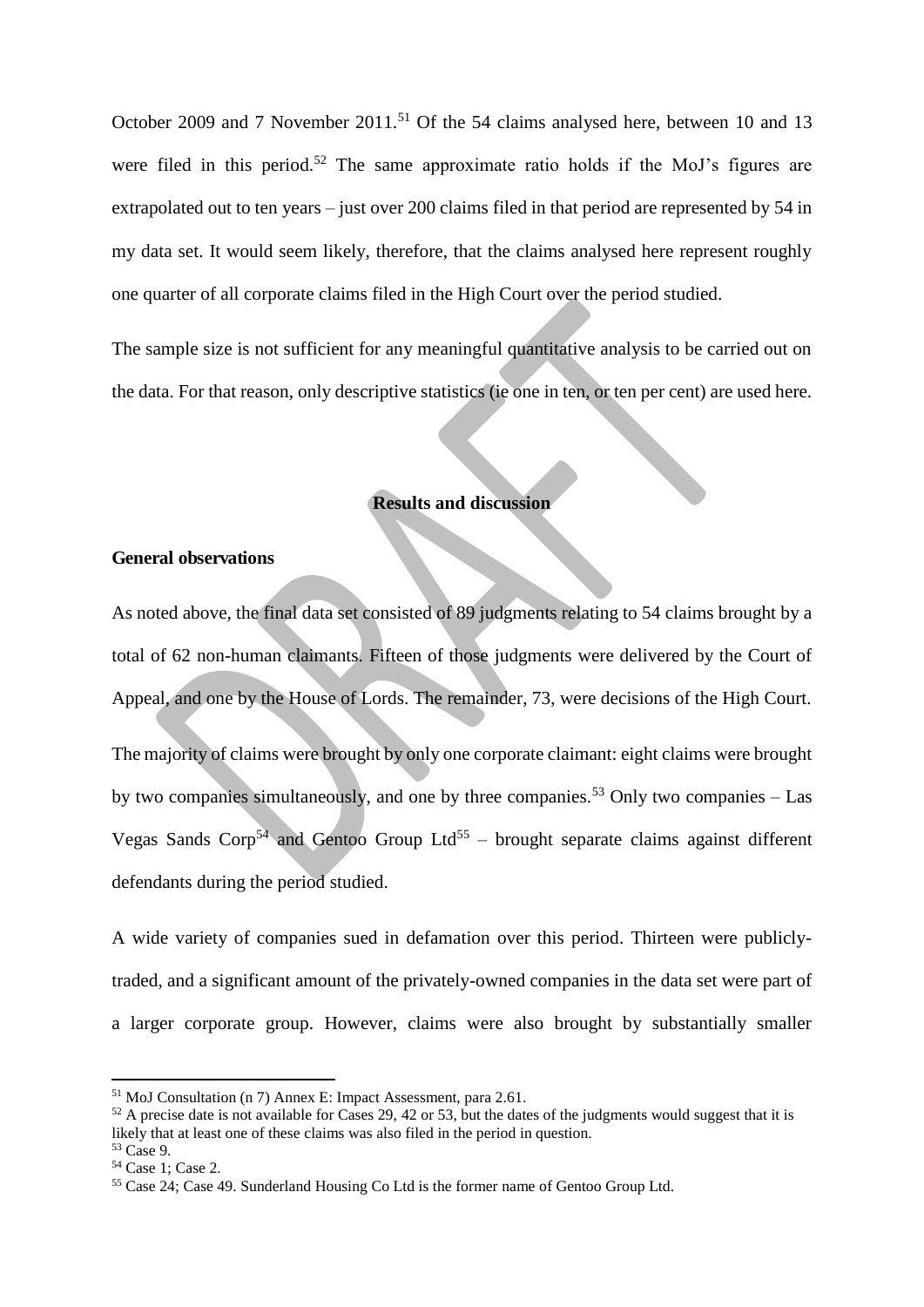October 2009 and 7 November 2011.[51] Of the 54 claims analysed here, between 10 and 13 were filed in this period.[52] The same approximate ratio holds if the MoJ's figures are extrapolated out to ten years – just over 200 claims filed in that period are represented by 54 in my data set. It would seem likely, therefore, that the claims analysed here represent roughly one quarter of all corporate claims filed in the High Court over the period studied.

The sample size is not sufficient for any meaningful quantitative analysis to be carried out on the data. For that reason, only descriptive statistics (ie one in ten, or ten per cent) are used here.

## Results and discussion

### General observations

As noted above, the final data set consisted of 89 judgments relating to 54 claims brought by a total of 62 non-human claimants. Fifteen of those judgments were delivered by the Court of Appeal, and one by the House of Lords. The remainder, 73, were decisions of the High Court.

The majority of claims were brought by only one corporate claimant: eight claims were brought by two companies simultaneously, and one by three companies.[53] Only two companies – Las Vegas Sands Corp[54] and Gentoo Group Ltd[55] – brought separate claims against different defendants during the period studied.

A wide variety of companies sued in defamation over this period. Thirteen were publicly-traded, and a significant amount of the privately-owned companies in the data set were part of a larger corporate group. However, claims were also brought by substantially smaller

---

[51] MoJ Consultation (n 7) Annex E: Impact Assessment, para 2.61.

[52] A precise date is not available for Cases 29, 42 or 53, but the dates of the judgments would suggest that it is likely that at least one of these claims was also filed in the period in question.

[53] Case 9.

[54] Case 1; Case 2.

[55] Case 24; Case 49. Sunderland Housing Co Ltd is the former name of Gentoo Group Ltd.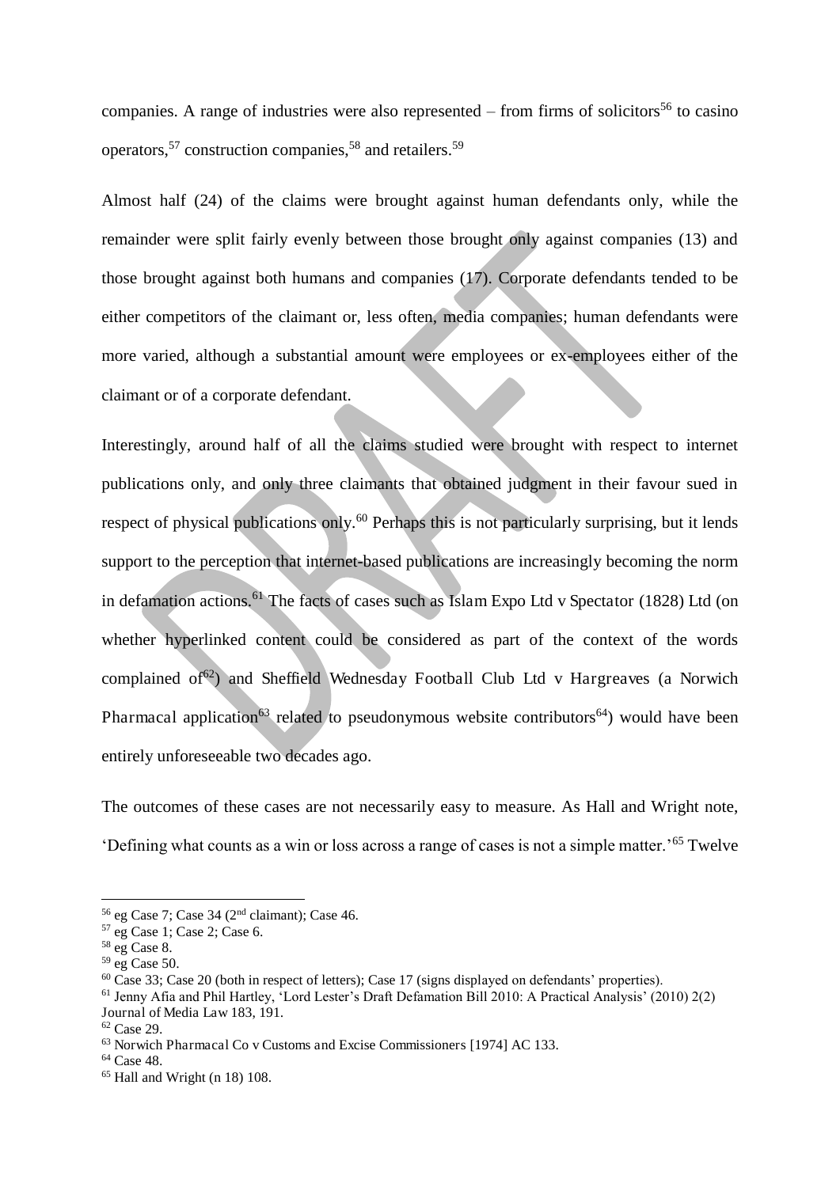companies. A range of industries were also represented – from firms of solicitors[56] to casino operators,[57] construction companies,[58] and retailers.[59]

Almost half (24) of the claims were brought against human defendants only, while the remainder were split fairly evenly between those brought only against companies (13) and those brought against both humans and companies (17). Corporate defendants tended to be either competitors of the claimant or, less often, media companies; human defendants were more varied, although a substantial amount were employees or ex-employees either of the claimant or of a corporate defendant.

Interestingly, around half of all the claims studied were brought with respect to internet publications only, and only three claimants that obtained judgment in their favour sued in respect of physical publications only.[60] Perhaps this is not particularly surprising, but it lends support to the perception that internet-based publications are increasingly becoming the norm in defamation actions.[61] The facts of cases such as Islam Expo Ltd v Spectator (1828) Ltd (on whether hyperlinked content could be considered as part of the context of the words complained of[62]) and Sheffield Wednesday Football Club Ltd v Hargreaves (a Norwich Pharmacal application[63] related to pseudonymous website contributors[64]) would have been entirely unforeseeable two decades ago.

The outcomes of these cases are not necessarily easy to measure. As Hall and Wright note, 'Defining what counts as a win or loss across a range of cases is not a simple matter.'[65] Twelve

---

[56] eg Case 7; Case 34 (2nd claimant); Case 46.

[57] eg Case 1; Case 2; Case 6.

[58] eg Case 8.

[59] eg Case 50.

[60] Case 33; Case 20 (both in respect of letters); Case 17 (signs displayed on defendants' properties).

[61] Jenny Afia and Phil Hartley, 'Lord Lester's Draft Defamation Bill 2010: A Practical Analysis' (2010) 2(2) Journal of Media Law 183, 191.

[62] Case 29.

[63] Norwich Pharmacal Co v Customs and Excise Commissioners [1974] AC 133.

[64] Case 48.

[65] Hall and Wright (n 18) 108.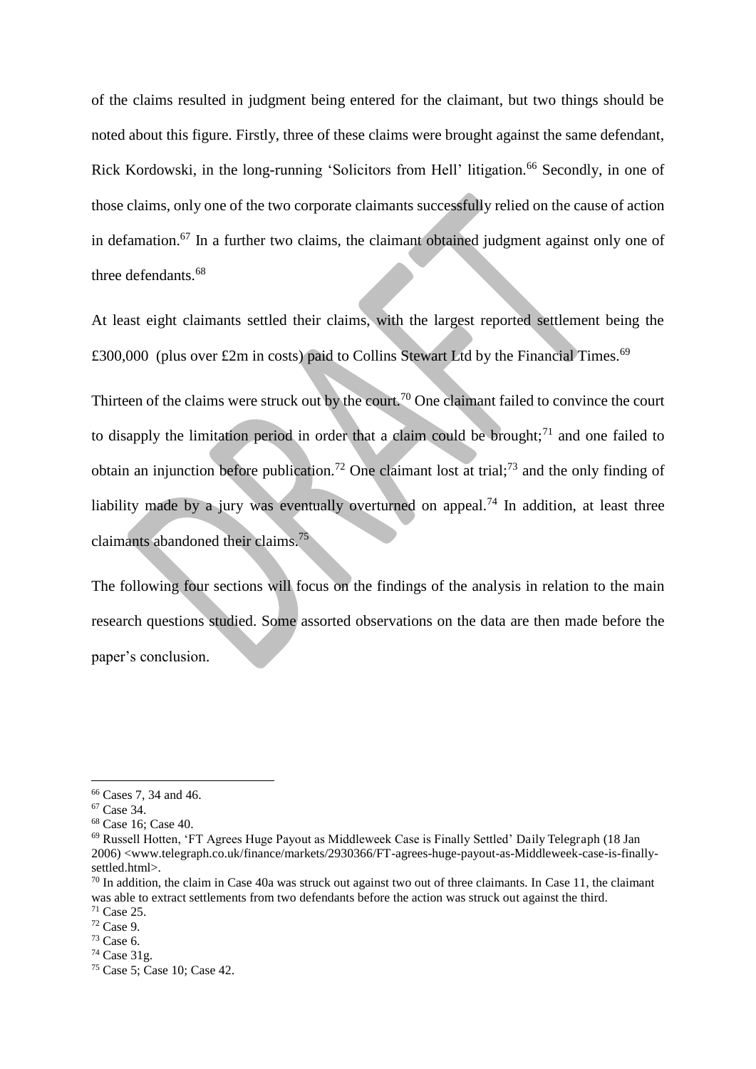of the claims resulted in judgment being entered for the claimant, but two things should be noted about this figure. Firstly, three of these claims were brought against the same defendant, Rick Kordowski, in the long-running 'Solicitors from Hell' litigation.[66] Secondly, in one of those claims, only one of the two corporate claimants successfully relied on the cause of action in defamation.[67] In a further two claims, the claimant obtained judgment against only one of three defendants.[68]

At least eight claimants settled their claims, with the largest reported settlement being the £300,000 (plus over £2m in costs) paid to Collins Stewart Ltd by the Financial Times.[69]

Thirteen of the claims were struck out by the court.[70] One claimant failed to convince the court to disapply the limitation period in order that a claim could be brought;[71] and one failed to obtain an injunction before publication.[72] One claimant lost at trial;[73] and the only finding of liability made by a jury was eventually overturned on appeal.[74] In addition, at least three claimants abandoned their claims.[75]

The following four sections will focus on the findings of the analysis in relation to the main research questions studied. Some assorted observations on the data are then made before the paper's conclusion.

---

[66] Cases 7, 34 and 46.

[67] Case 34.

[68] Case 16; Case 40.

[69] Russell Hotten, 'FT Agrees Huge Payout as Middleweek Case is Finally Settled' Daily Telegraph (18 Jan 2006) <www.telegraph.co.uk/finance/markets/2930366/FT-agrees-huge-payout-as-Middleweek-case-is-finally-settled.html>.

[70] In addition, the claim in Case 40a was struck out against two out of three claimants. In Case 11, the claimant was able to extract settlements from two defendants before the action was struck out against the third.

[71] Case 25.

[72] Case 9.

[73] Case 6.

[74] Case 31g.

[75] Case 5; Case 10; Case 42.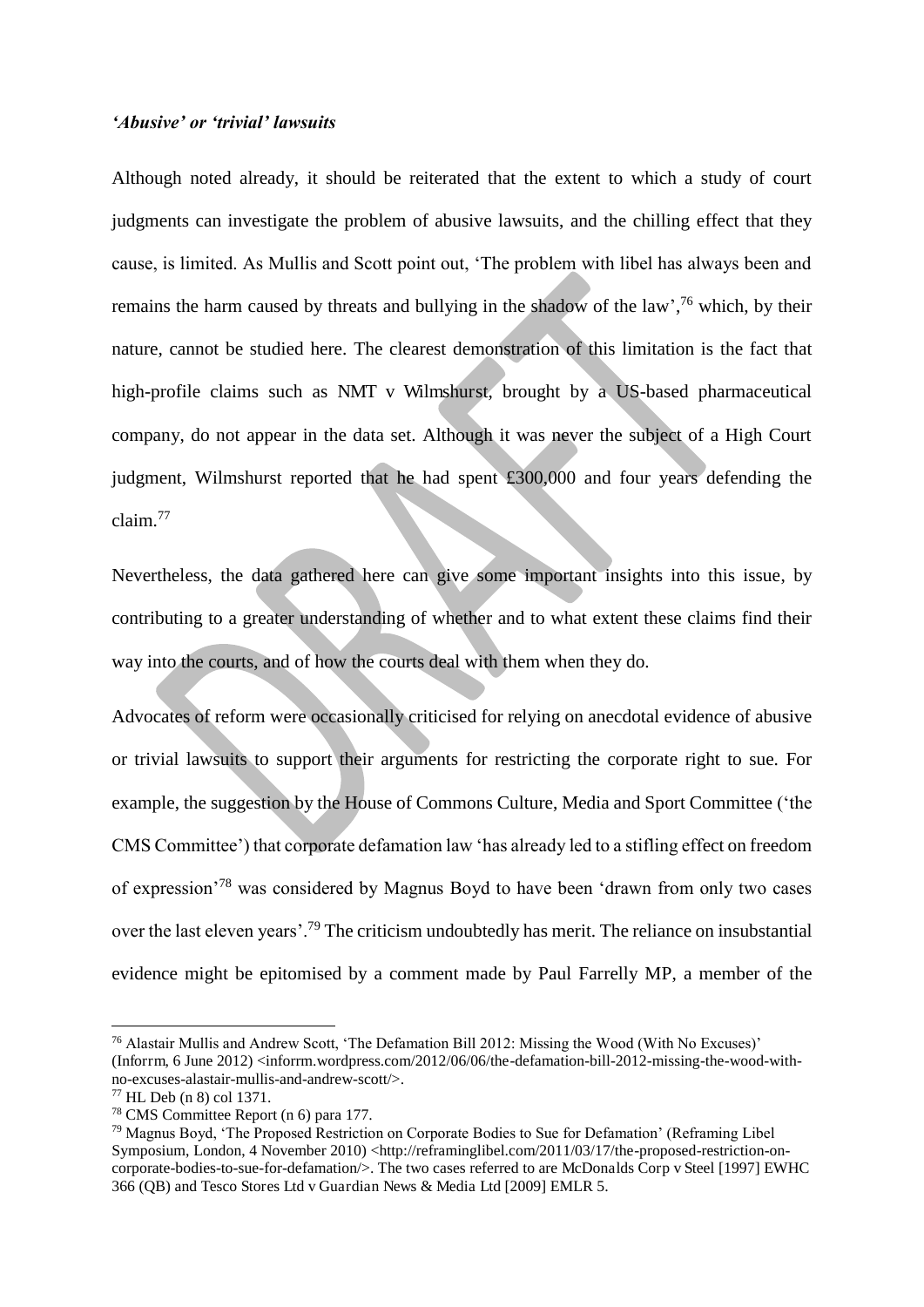### *'Abusive' or 'trivial' lawsuits*

Although noted already, it should be reiterated that the extent to which a study of court judgments can investigate the problem of abusive lawsuits, and the chilling effect that they cause, is limited. As Mullis and Scott point out, 'The problem with libel has always been and remains the harm caused by threats and bullying in the shadow of the law',[76] which, by their nature, cannot be studied here. The clearest demonstration of this limitation is the fact that high-profile claims such as NMT v Wilmshurst, brought by a US-based pharmaceutical company, do not appear in the data set. Although it was never the subject of a High Court judgment, Wilmshurst reported that he had spent £300,000 and four years defending the claim.[77]

Nevertheless, the data gathered here can give some important insights into this issue, by contributing to a greater understanding of whether and to what extent these claims find their way into the courts, and of how the courts deal with them when they do.

Advocates of reform were occasionally criticised for relying on anecdotal evidence of abusive or trivial lawsuits to support their arguments for restricting the corporate right to sue. For example, the suggestion by the House of Commons Culture, Media and Sport Committee ('the CMS Committee') that corporate defamation law 'has already led to a stifling effect on freedom of expression'[78] was considered by Magnus Boyd to have been 'drawn from only two cases over the last eleven years'.[79] The criticism undoubtedly has merit. The reliance on insubstantial evidence might be epitomised by a comment made by Paul Farrelly MP, a member of the

---

[76] Alastair Mullis and Andrew Scott, 'The Defamation Bill 2012: Missing the Wood (With No Excuses)' (Inforrm, 6 June 2012) <inforrm.wordpress.com/2012/06/06/the-defamation-bill-2012-missing-the-wood-with-no-excuses-alastair-mullis-and-andrew-scott/>.

[77] HL Deb (n 8) col 1371.

[78] CMS Committee Report (n 6) para 177.

[79] Magnus Boyd, 'The Proposed Restriction on Corporate Bodies to Sue for Defamation' (Reframing Libel Symposium, London, 4 November 2010) <http://reframinglibel.com/2011/03/17/the-proposed-restriction-on-corporate-bodies-to-sue-for-defamation/>. The two cases referred to are McDonalds Corp v Steel [1997] EWHC 366 (QB) and Tesco Stores Ltd v Guardian News & Media Ltd [2009] EMLR 5.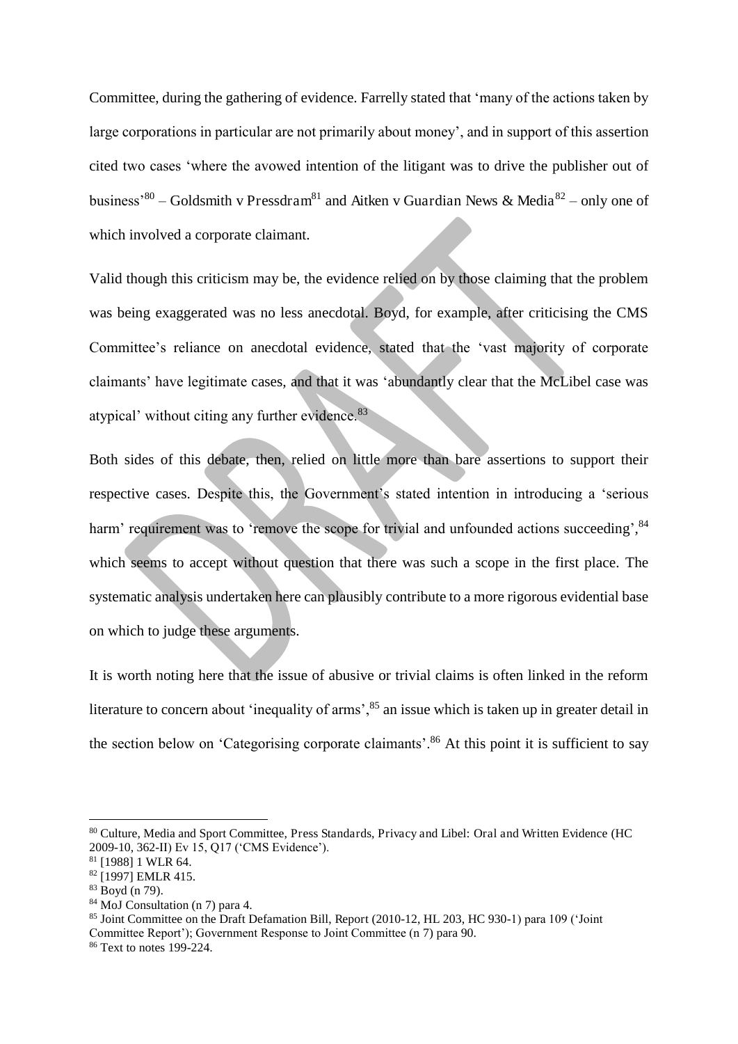Committee, during the gathering of evidence. Farrelly stated that 'many of the actions taken by large corporations in particular are not primarily about money', and in support of this assertion cited two cases 'where the avowed intention of the litigant was to drive the publisher out of business'[80] – Goldsmith v Pressdram[81] and Aitken v Guardian News & Media[82] – only one of which involved a corporate claimant.

Valid though this criticism may be, the evidence relied on by those claiming that the problem was being exaggerated was no less anecdotal. Boyd, for example, after criticising the CMS Committee's reliance on anecdotal evidence, stated that the 'vast majority of corporate claimants' have legitimate cases, and that it was 'abundantly clear that the McLibel case was atypical' without citing any further evidence.[83]

Both sides of this debate, then, relied on little more than bare assertions to support their respective cases. Despite this, the Government's stated intention in introducing a 'serious harm' requirement was to 'remove the scope for trivial and unfounded actions succeeding',[84] which seems to accept without question that there was such a scope in the first place. The systematic analysis undertaken here can plausibly contribute to a more rigorous evidential base on which to judge these arguments.

It is worth noting here that the issue of abusive or trivial claims is often linked in the reform literature to concern about 'inequality of arms',[85] an issue which is taken up in greater detail in the section below on 'Categorising corporate claimants'.[86] At this point it is sufficient to say

---

[80] Culture, Media and Sport Committee, Press Standards, Privacy and Libel: Oral and Written Evidence (HC 2009-10, 362-II) Ev 15, Q17 ('CMS Evidence').

[81] [1988] 1 WLR 64.

[82] [1997] EMLR 415.

[83] Boyd (n 79).

[84] MoJ Consultation (n 7) para 4.

[85] Joint Committee on the Draft Defamation Bill, Report (2010-12, HL 203, HC 930-1) para 109 ('Joint Committee Report'); Government Response to Joint Committee (n 7) para 90.

[86] Text to notes 199-224.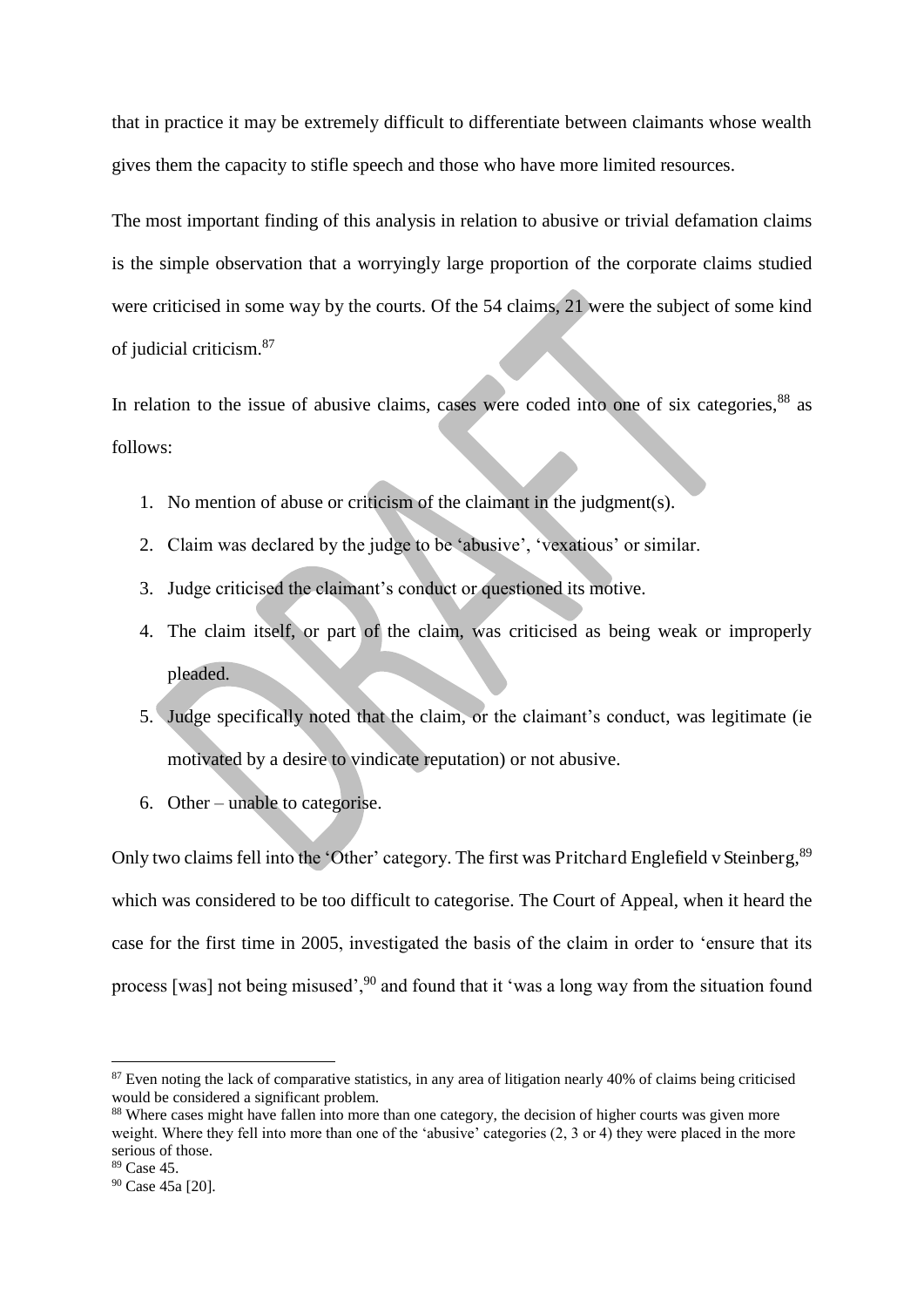that in practice it may be extremely difficult to differentiate between claimants whose wealth gives them the capacity to stifle speech and those who have more limited resources.

The most important finding of this analysis in relation to abusive or trivial defamation claims is the simple observation that a worryingly large proportion of the corporate claims studied were criticised in some way by the courts. Of the 54 claims, 21 were the subject of some kind of judicial criticism.[87]

In relation to the issue of abusive claims, cases were coded into one of six categories,[88] as follows:

1. No mention of abuse or criticism of the claimant in the judgment(s).
2. Claim was declared by the judge to be 'abusive', 'vexatious' or similar.
3. Judge criticised the claimant's conduct or questioned its motive.
4. The claim itself, or part of the claim, was criticised as being weak or improperly pleaded.
5. Judge specifically noted that the claim, or the claimant's conduct, was legitimate (ie motivated by a desire to vindicate reputation) or not abusive.
6. Other – unable to categorise.

Only two claims fell into the 'Other' category. The first was Pritchard Englefield v Steinberg,[89] which was considered to be too difficult to categorise. The Court of Appeal, when it heard the case for the first time in 2005, investigated the basis of the claim in order to 'ensure that its process [was] not being misused',[90] and found that it 'was a long way from the situation found

---

[87] Even noting the lack of comparative statistics, in any area of litigation nearly 40% of claims being criticised would be considered a significant problem.

[88] Where cases might have fallen into more than one category, the decision of higher courts was given more weight. Where they fell into more than one of the 'abusive' categories (2, 3 or 4) they were placed in the more serious of those.

[89] Case 45.

[90] Case 45a [20].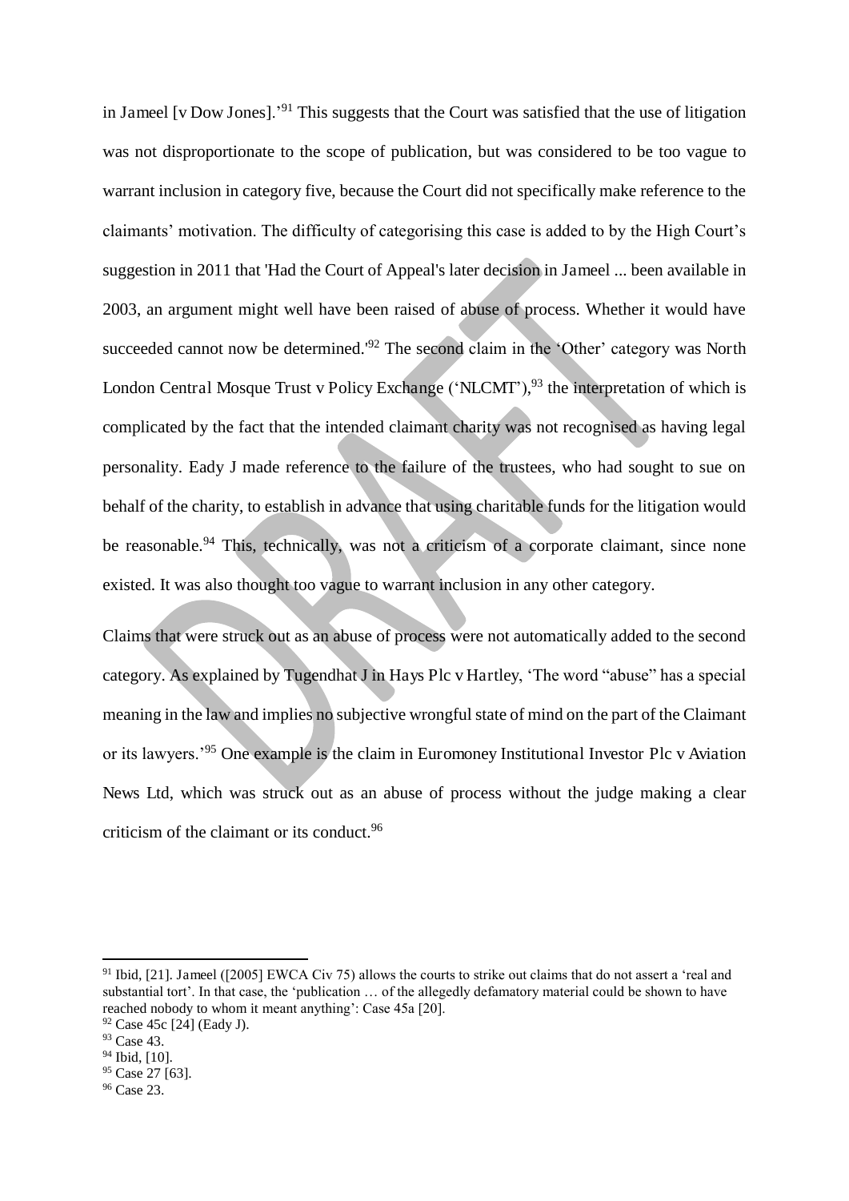in Jameel [v Dow Jones].'[91] This suggests that the Court was satisfied that the use of litigation was not disproportionate to the scope of publication, but was considered to be too vague to warrant inclusion in category five, because the Court did not specifically make reference to the claimants' motivation. The difficulty of categorising this case is added to by the High Court's suggestion in 2011 that 'Had the Court of Appeal's later decision in Jameel ... been available in 2003, an argument might well have been raised of abuse of process. Whether it would have succeeded cannot now be determined.'[92] The second claim in the 'Other' category was North London Central Mosque Trust v Policy Exchange ('NLCMT'),[93] the interpretation of which is complicated by the fact that the intended claimant charity was not recognised as having legal personality. Eady J made reference to the failure of the trustees, who had sought to sue on behalf of the charity, to establish in advance that using charitable funds for the litigation would be reasonable.[94] This, technically, was not a criticism of a corporate claimant, since none existed. It was also thought too vague to warrant inclusion in any other category.

Claims that were struck out as an abuse of process were not automatically added to the second category. As explained by Tugendhat J in Hays Plc v Hartley, 'The word "abuse" has a special meaning in the law and implies no subjective wrongful state of mind on the part of the Claimant or its lawyers.'[95] One example is the claim in Euromoney Institutional Investor Plc v Aviation News Ltd, which was struck out as an abuse of process without the judge making a clear criticism of the claimant or its conduct.[96]

---

[91] Ibid, [21]. Jameel ([2005] EWCA Civ 75) allows the courts to strike out claims that do not assert a 'real and substantial tort'. In that case, the 'publication … of the allegedly defamatory material could be shown to have reached nobody to whom it meant anything': Case 45a [20].

[92] Case 45c [24] (Eady J).

[93] Case 43.

[94] Ibid, [10].

[95] Case 27 [63].

[96] Case 23.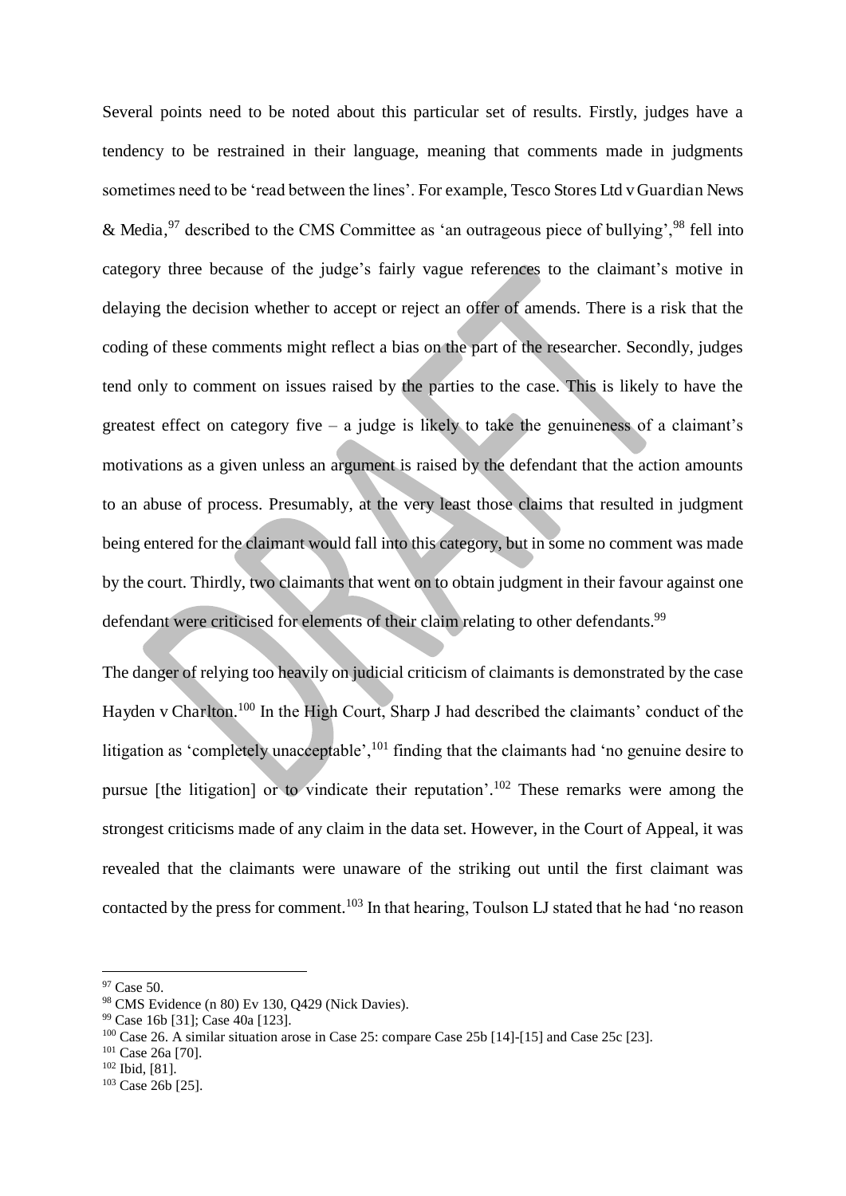Several points need to be noted about this particular set of results. Firstly, judges have a tendency to be restrained in their language, meaning that comments made in judgments sometimes need to be 'read between the lines'. For example, Tesco Stores Ltd v Guardian News & Media,[97] described to the CMS Committee as 'an outrageous piece of bullying',[98] fell into category three because of the judge's fairly vague references to the claimant's motive in delaying the decision whether to accept or reject an offer of amends. There is a risk that the coding of these comments might reflect a bias on the part of the researcher. Secondly, judges tend only to comment on issues raised by the parties to the case. This is likely to have the greatest effect on category five – a judge is likely to take the genuineness of a claimant's motivations as a given unless an argument is raised by the defendant that the action amounts to an abuse of process. Presumably, at the very least those claims that resulted in judgment being entered for the claimant would fall into this category, but in some no comment was made by the court. Thirdly, two claimants that went on to obtain judgment in their favour against one defendant were criticised for elements of their claim relating to other defendants.[99]

The danger of relying too heavily on judicial criticism of claimants is demonstrated by the case Hayden v Charlton.[100] In the High Court, Sharp J had described the claimants' conduct of the litigation as 'completely unacceptable',[101] finding that the claimants had 'no genuine desire to pursue [the litigation] or to vindicate their reputation'.[102] These remarks were among the strongest criticisms made of any claim in the data set. However, in the Court of Appeal, it was revealed that the claimants were unaware of the striking out until the first claimant was contacted by the press for comment.[103] In that hearing, Toulson LJ stated that he had 'no reason

---

[97] Case 50.

[98] CMS Evidence (n 80) Ev 130, Q429 (Nick Davies).

[99] Case 16b [31]; Case 40a [123].

[100] Case 26. A similar situation arose in Case 25: compare Case 25b [14]-[15] and Case 25c [23].

[101] Case 26a [70].

[102] Ibid, [81].

[103] Case 26b [25].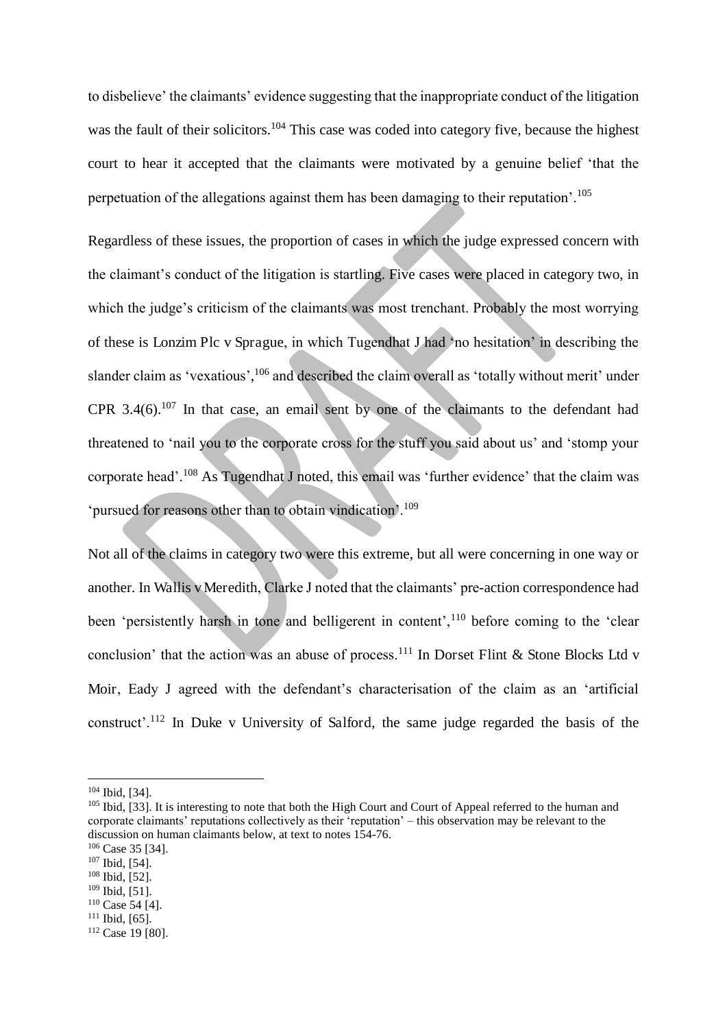to disbelieve' the claimants' evidence suggesting that the inappropriate conduct of the litigation was the fault of their solicitors.[104] This case was coded into category five, because the highest court to hear it accepted that the claimants were motivated by a genuine belief 'that the perpetuation of the allegations against them has been damaging to their reputation'.[105]

Regardless of these issues, the proportion of cases in which the judge expressed concern with the claimant's conduct of the litigation is startling. Five cases were placed in category two, in which the judge's criticism of the claimants was most trenchant. Probably the most worrying of these is Lonzim Plc v Sprague, in which Tugendhat J had 'no hesitation' in describing the slander claim as 'vexatious',[106] and described the claim overall as 'totally without merit' under CPR 3.4(6).[107] In that case, an email sent by one of the claimants to the defendant had threatened to 'nail you to the corporate cross for the stuff you said about us' and 'stomp your corporate head'.[108] As Tugendhat J noted, this email was 'further evidence' that the claim was 'pursued for reasons other than to obtain vindication'.[109]

Not all of the claims in category two were this extreme, but all were concerning in one way or another. In Wallis v Meredith, Clarke J noted that the claimants' pre-action correspondence had been 'persistently harsh in tone and belligerent in content',[110] before coming to the 'clear conclusion' that the action was an abuse of process.[111] In Dorset Flint & Stone Blocks Ltd v Moir, Eady J agreed with the defendant's characterisation of the claim as an 'artificial construct'.[112] In Duke v University of Salford, the same judge regarded the basis of the

---

[104] Ibid, [34].

[105] Ibid, [33]. It is interesting to note that both the High Court and Court of Appeal referred to the human and corporate claimants' reputations collectively as their 'reputation' – this observation may be relevant to the discussion on human claimants below, at text to notes 154-76.

[106] Case 35 [34].

[107] Ibid, [54].

[108] Ibid, [52].

[109] Ibid, [51].

[110] Case 54 [4].

[111] Ibid, [65].

[112] Case 19 [80].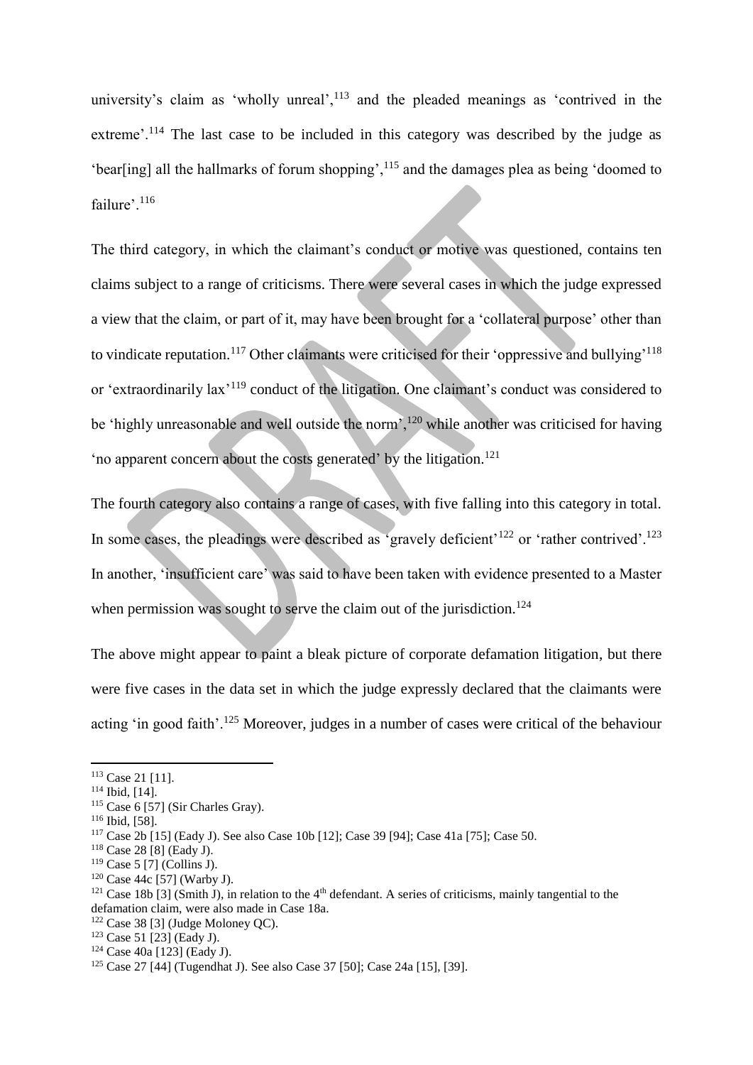university's claim as 'wholly unreal',[113] and the pleaded meanings as 'contrived in the extreme'.[114] The last case to be included in this category was described by the judge as 'bear[ing] all the hallmarks of forum shopping',[115] and the damages plea as being 'doomed to failure'.[116]

The third category, in which the claimant's conduct or motive was questioned, contains ten claims subject to a range of criticisms. There were several cases in which the judge expressed a view that the claim, or part of it, may have been brought for a 'collateral purpose' other than to vindicate reputation.[117] Other claimants were criticised for their 'oppressive and bullying'[118] or 'extraordinarily lax'[119] conduct of the litigation. One claimant's conduct was considered to be 'highly unreasonable and well outside the norm',[120] while another was criticised for having 'no apparent concern about the costs generated' by the litigation.[121]

The fourth category also contains a range of cases, with five falling into this category in total. In some cases, the pleadings were described as 'gravely deficient'[122] or 'rather contrived'.[123] In another, 'insufficient care' was said to have been taken with evidence presented to a Master when permission was sought to serve the claim out of the jurisdiction.[124]

The above might appear to paint a bleak picture of corporate defamation litigation, but there were five cases in the data set in which the judge expressly declared that the claimants were acting 'in good faith'.[125] Moreover, judges in a number of cases were critical of the behaviour

---

[113] Case 21 [11].
[114] Ibid, [14].
[115] Case 6 [57] (Sir Charles Gray).
[116] Ibid, [58].
[117] Case 2b [15] (Eady J). See also Case 10b [12]; Case 39 [94]; Case 41a [75]; Case 50.
[118] Case 28 [8] (Eady J).
[119] Case 5 [7] (Collins J).
[120] Case 44c [57] (Warby J).
[121] Case 18b [3] (Smith J), in relation to the 4th defendant. A series of criticisms, mainly tangential to the defamation claim, were also made in Case 18a.
[122] Case 38 [3] (Judge Moloney QC).
[123] Case 51 [23] (Eady J).
[124] Case 40a [123] (Eady J).
[125] Case 27 [44] (Tugendhat J). See also Case 37 [50]; Case 24a [15], [39].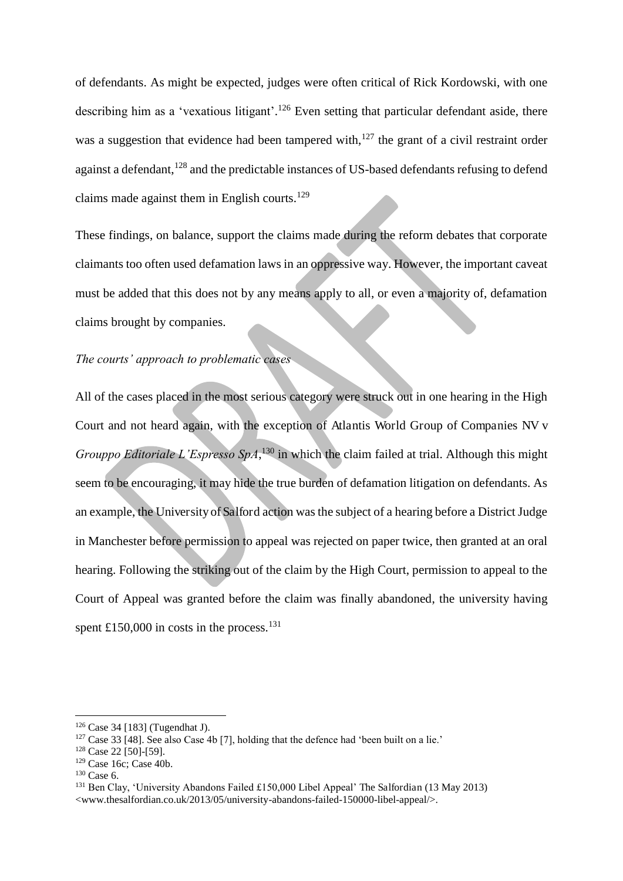of defendants. As might be expected, judges were often critical of Rick Kordowski, with one describing him as a 'vexatious litigant'.[126] Even setting that particular defendant aside, there was a suggestion that evidence had been tampered with,[127] the grant of a civil restraint order against a defendant,[128] and the predictable instances of US-based defendants refusing to defend claims made against them in English courts.[129]

These findings, on balance, support the claims made during the reform debates that corporate claimants too often used defamation laws in an oppressive way. However, the important caveat must be added that this does not by any means apply to all, or even a majority of, defamation claims brought by companies.

*The courts' approach to problematic cases*

All of the cases placed in the most serious category were struck out in one hearing in the High Court and not heard again, with the exception of Atlantis World Group of Companies NV v *Grouppo Editoriale L'Espresso SpA*,[130] in which the claim failed at trial. Although this might seem to be encouraging, it may hide the true burden of defamation litigation on defendants. As an example, the University of Salford action was the subject of a hearing before a District Judge in Manchester before permission to appeal was rejected on paper twice, then granted at an oral hearing. Following the striking out of the claim by the High Court, permission to appeal to the Court of Appeal was granted before the claim was finally abandoned, the university having spent £150,000 in costs in the process.[131]

---

[126] Case 34 [183] (Tugendhat J).

[127] Case 33 [48]. See also Case 4b [7], holding that the defence had 'been built on a lie.'

[128] Case 22 [50]-[59].

[129] Case 16c; Case 40b.

[130] Case 6.

[131] Ben Clay, 'University Abandons Failed £150,000 Libel Appeal' The Salfordian (13 May 2013) <www.thesalfordian.co.uk/2013/05/university-abandons-failed-150000-libel-appeal/>.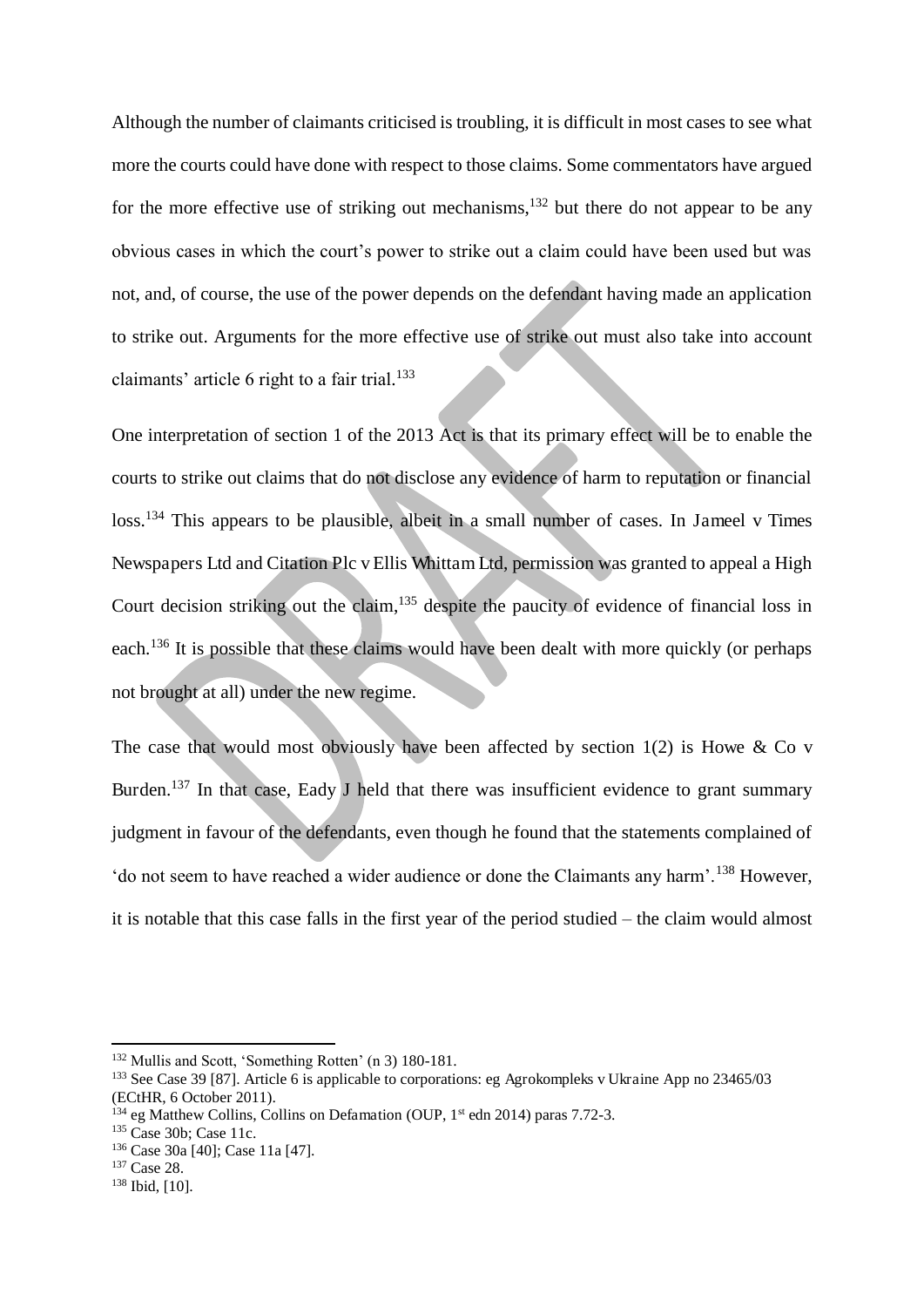Although the number of claimants criticised is troubling, it is difficult in most cases to see what more the courts could have done with respect to those claims. Some commentators have argued for the more effective use of striking out mechanisms,[132] but there do not appear to be any obvious cases in which the court's power to strike out a claim could have been used but was not, and, of course, the use of the power depends on the defendant having made an application to strike out. Arguments for the more effective use of strike out must also take into account claimants' article 6 right to a fair trial.[133]

One interpretation of section 1 of the 2013 Act is that its primary effect will be to enable the courts to strike out claims that do not disclose any evidence of harm to reputation or financial loss.[134] This appears to be plausible, albeit in a small number of cases. In Jameel v Times Newspapers Ltd and Citation Plc v Ellis Whittam Ltd, permission was granted to appeal a High Court decision striking out the claim,[135] despite the paucity of evidence of financial loss in each.[136] It is possible that these claims would have been dealt with more quickly (or perhaps not brought at all) under the new regime.

The case that would most obviously have been affected by section 1(2) is Howe & Co v Burden.[137] In that case, Eady J held that there was insufficient evidence to grant summary judgment in favour of the defendants, even though he found that the statements complained of 'do not seem to have reached a wider audience or done the Claimants any harm'.[138] However, it is notable that this case falls in the first year of the period studied – the claim would almost

---

[132] Mullis and Scott, 'Something Rotten' (n 3) 180-181.

[133] See Case 39 [87]. Article 6 is applicable to corporations: eg Agrokompleks v Ukraine App no 23465/03 (ECtHR, 6 October 2011).

[134] eg Matthew Collins, Collins on Defamation (OUP, 1st edn 2014) paras 7.72-3.

[135] Case 30b; Case 11c.

[136] Case 30a [40]; Case 11a [47].

[137] Case 28.

[138] Ibid, [10].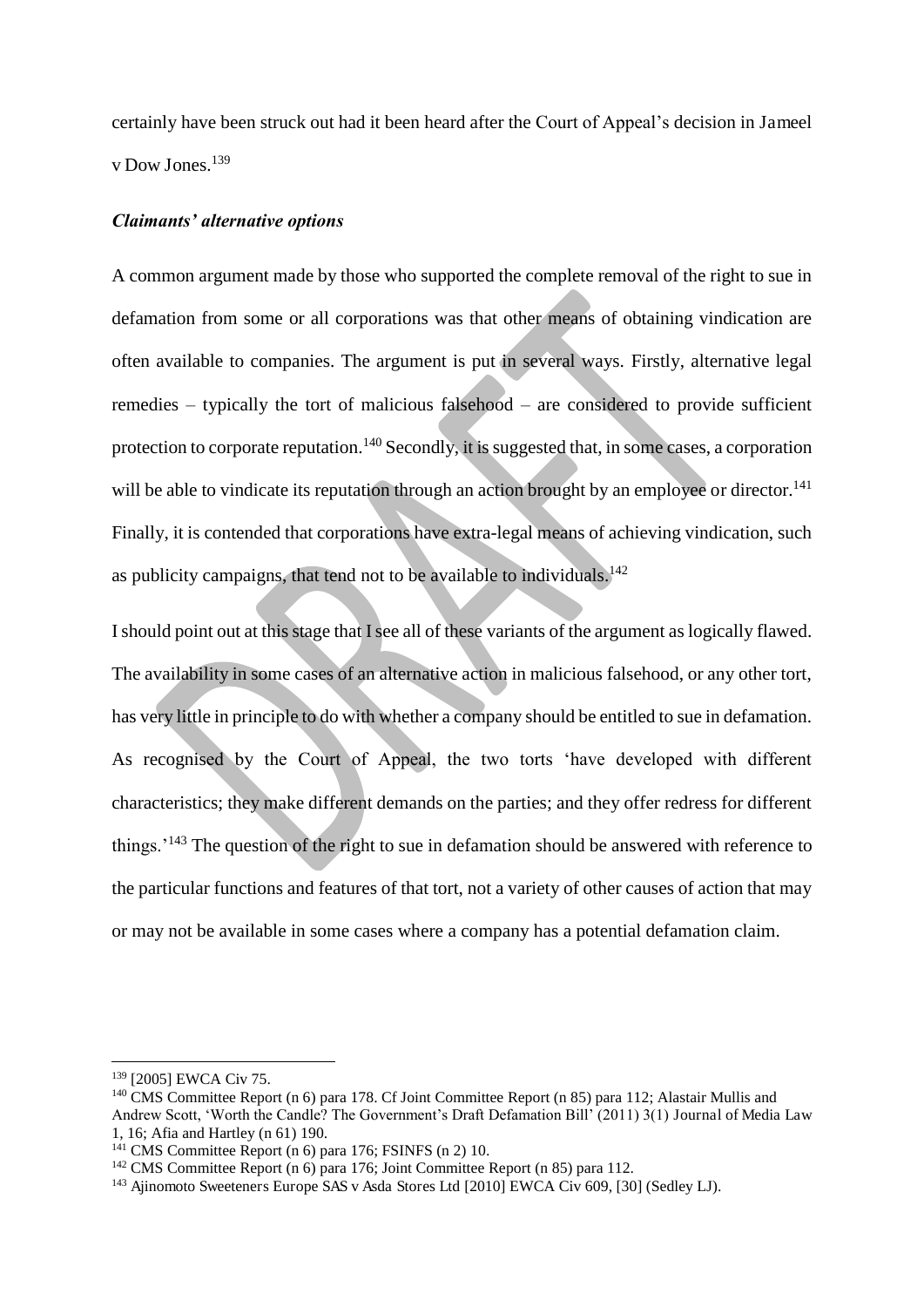certainly have been struck out had it been heard after the Court of Appeal's decision in Jameel v Dow Jones.[139]

### *Claimants' alternative options*

A common argument made by those who supported the complete removal of the right to sue in defamation from some or all corporations was that other means of obtaining vindication are often available to companies. The argument is put in several ways. Firstly, alternative legal remedies – typically the tort of malicious falsehood – are considered to provide sufficient protection to corporate reputation.[140] Secondly, it is suggested that, in some cases, a corporation will be able to vindicate its reputation through an action brought by an employee or director.[141] Finally, it is contended that corporations have extra-legal means of achieving vindication, such as publicity campaigns, that tend not to be available to individuals.[142]

I should point out at this stage that I see all of these variants of the argument as logically flawed. The availability in some cases of an alternative action in malicious falsehood, or any other tort, has very little in principle to do with whether a company should be entitled to sue in defamation. As recognised by the Court of Appeal, the two torts 'have developed with different characteristics; they make different demands on the parties; and they offer redress for different things.'[143] The question of the right to sue in defamation should be answered with reference to the particular functions and features of that tort, not a variety of other causes of action that may or may not be available in some cases where a company has a potential defamation claim.

---

[139] [2005] EWCA Civ 75.

[140] CMS Committee Report (n 6) para 178. Cf Joint Committee Report (n 85) para 112; Alastair Mullis and Andrew Scott, 'Worth the Candle? The Government's Draft Defamation Bill' (2011) 3(1) Journal of Media Law 1, 16; Afia and Hartley (n 61) 190.

[141] CMS Committee Report (n 6) para 176; FSINFS (n 2) 10.

[142] CMS Committee Report (n 6) para 176; Joint Committee Report (n 85) para 112.

[143] Ajinomoto Sweeteners Europe SAS v Asda Stores Ltd [2010] EWCA Civ 609, [30] (Sedley LJ).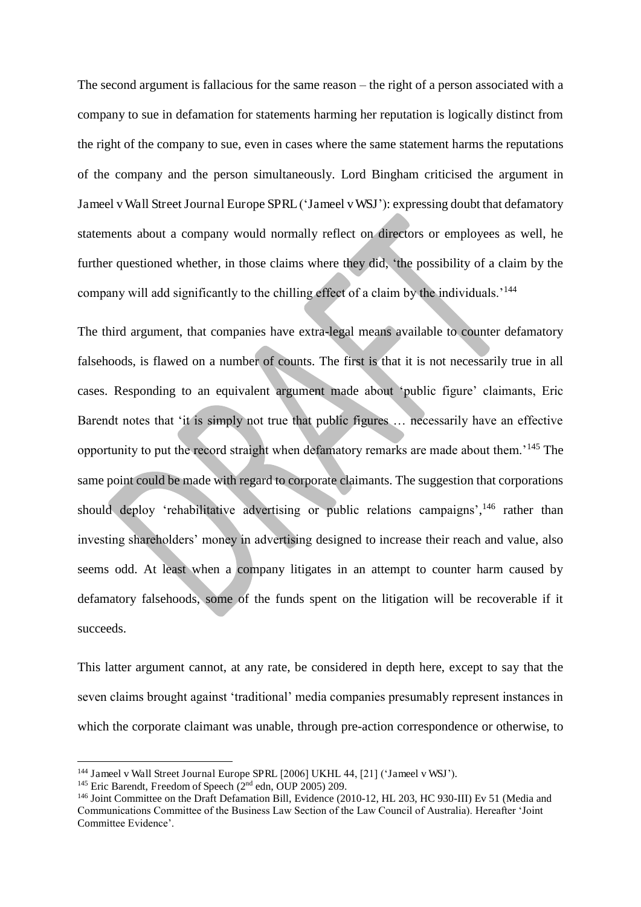The second argument is fallacious for the same reason – the right of a person associated with a company to sue in defamation for statements harming her reputation is logically distinct from the right of the company to sue, even in cases where the same statement harms the reputations of the company and the person simultaneously. Lord Bingham criticised the argument in Jameel v Wall Street Journal Europe SPRL ('Jameel v WSJ'): expressing doubt that defamatory statements about a company would normally reflect on directors or employees as well, he further questioned whether, in those claims where they did, 'the possibility of a claim by the company will add significantly to the chilling effect of a claim by the individuals.'[144]

The third argument, that companies have extra-legal means available to counter defamatory falsehoods, is flawed on a number of counts. The first is that it is not necessarily true in all cases. Responding to an equivalent argument made about 'public figure' claimants, Eric Barendt notes that 'it is simply not true that public figures … necessarily have an effective opportunity to put the record straight when defamatory remarks are made about them.'[145] The same point could be made with regard to corporate claimants. The suggestion that corporations should deploy 'rehabilitative advertising or public relations campaigns',[146] rather than investing shareholders' money in advertising designed to increase their reach and value, also seems odd. At least when a company litigates in an attempt to counter harm caused by defamatory falsehoods, some of the funds spent on the litigation will be recoverable if it succeeds.

This latter argument cannot, at any rate, be considered in depth here, except to say that the seven claims brought against 'traditional' media companies presumably represent instances in which the corporate claimant was unable, through pre-action correspondence or otherwise, to

---

[144] Jameel v Wall Street Journal Europe SPRL [2006] UKHL 44, [21] ('Jameel v WSJ').

[145] Eric Barendt, Freedom of Speech (2nd edn, OUP 2005) 209.

[146] Joint Committee on the Draft Defamation Bill, Evidence (2010-12, HL 203, HC 930-III) Ev 51 (Media and Communications Committee of the Business Law Section of the Law Council of Australia). Hereafter 'Joint Committee Evidence'.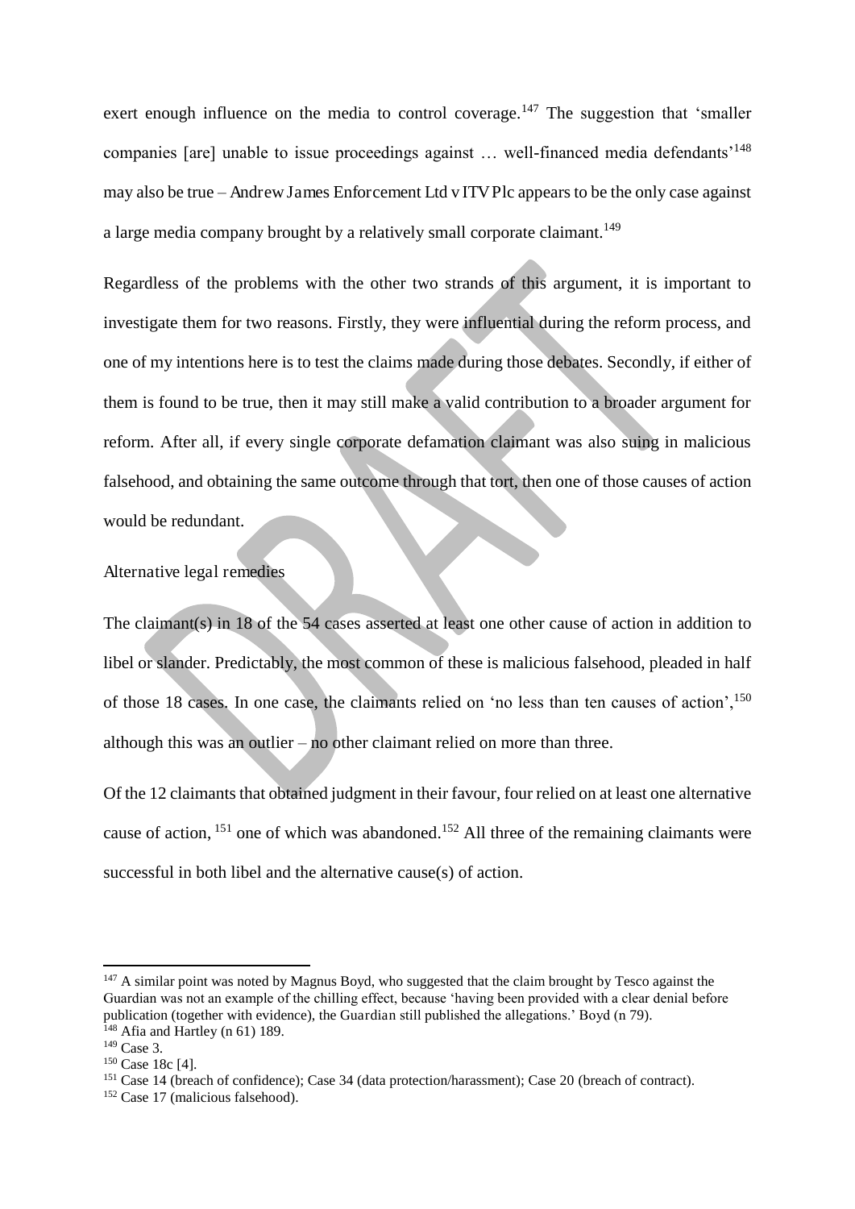exert enough influence on the media to control coverage.[147] The suggestion that 'smaller companies [are] unable to issue proceedings against … well-financed media defendants'[148] may also be true – Andrew James Enforcement Ltd v ITV Plc appears to be the only case against a large media company brought by a relatively small corporate claimant.[149]

Regardless of the problems with the other two strands of this argument, it is important to investigate them for two reasons. Firstly, they were influential during the reform process, and one of my intentions here is to test the claims made during those debates. Secondly, if either of them is found to be true, then it may still make a valid contribution to a broader argument for reform. After all, if every single corporate defamation claimant was also suing in malicious falsehood, and obtaining the same outcome through that tort, then one of those causes of action would be redundant.

Alternative legal remedies

The claimant(s) in 18 of the 54 cases asserted at least one other cause of action in addition to libel or slander. Predictably, the most common of these is malicious falsehood, pleaded in half of those 18 cases. In one case, the claimants relied on 'no less than ten causes of action',[150] although this was an outlier – no other claimant relied on more than three.

Of the 12 claimants that obtained judgment in their favour, four relied on at least one alternative cause of action, [151] one of which was abandoned.[152] All three of the remaining claimants were successful in both libel and the alternative cause(s) of action.

---

[147] A similar point was noted by Magnus Boyd, who suggested that the claim brought by Tesco against the Guardian was not an example of the chilling effect, because 'having been provided with a clear denial before publication (together with evidence), the Guardian still published the allegations.' Boyd (n 79).

[148] Afia and Hartley (n 61) 189.

[149] Case 3.

[150] Case 18c [4].

[151] Case 14 (breach of confidence); Case 34 (data protection/harassment); Case 20 (breach of contract).

[152] Case 17 (malicious falsehood).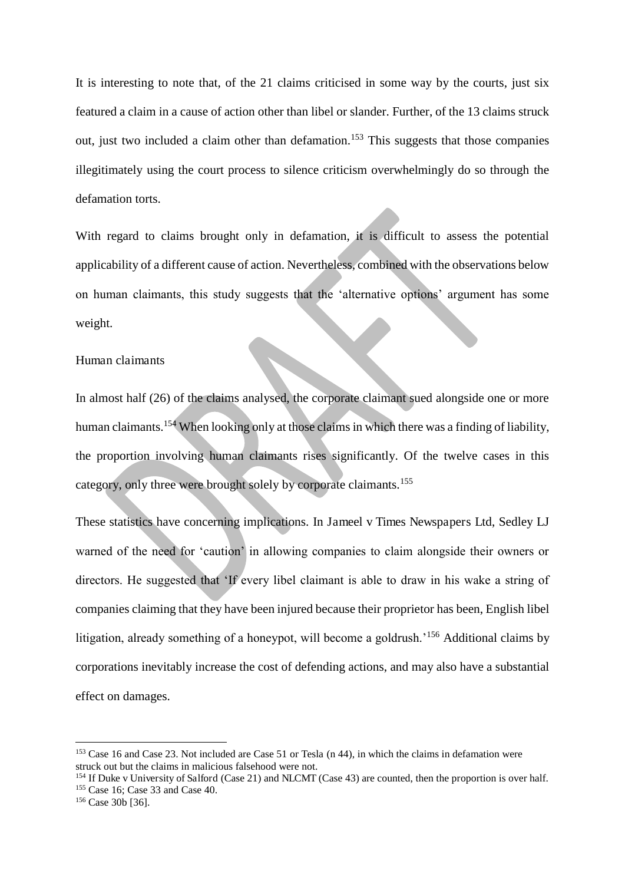It is interesting to note that, of the 21 claims criticised in some way by the courts, just six featured a claim in a cause of action other than libel or slander. Further, of the 13 claims struck out, just two included a claim other than defamation.[153] This suggests that those companies illegitimately using the court process to silence criticism overwhelmingly do so through the defamation torts.

With regard to claims brought only in defamation, it is difficult to assess the potential applicability of a different cause of action. Nevertheless, combined with the observations below on human claimants, this study suggests that the 'alternative options' argument has some weight.

### Human claimants

In almost half (26) of the claims analysed, the corporate claimant sued alongside one or more human claimants.[154] When looking only at those claims in which there was a finding of liability, the proportion involving human claimants rises significantly. Of the twelve cases in this category, only three were brought solely by corporate claimants.[155]

These statistics have concerning implications. In Jameel v Times Newspapers Ltd, Sedley LJ warned of the need for 'caution' in allowing companies to claim alongside their owners or directors. He suggested that 'If every libel claimant is able to draw in his wake a string of companies claiming that they have been injured because their proprietor has been, English libel litigation, already something of a honeypot, will become a goldrush.'[156] Additional claims by corporations inevitably increase the cost of defending actions, and may also have a substantial effect on damages.

---

[153] Case 16 and Case 23. Not included are Case 51 or Tesla (n 44), in which the claims in defamation were struck out but the claims in malicious falsehood were not.

[154] If Duke v University of Salford (Case 21) and NLCMT (Case 43) are counted, then the proportion is over half.

[155] Case 16; Case 33 and Case 40.

[156] Case 30b [36].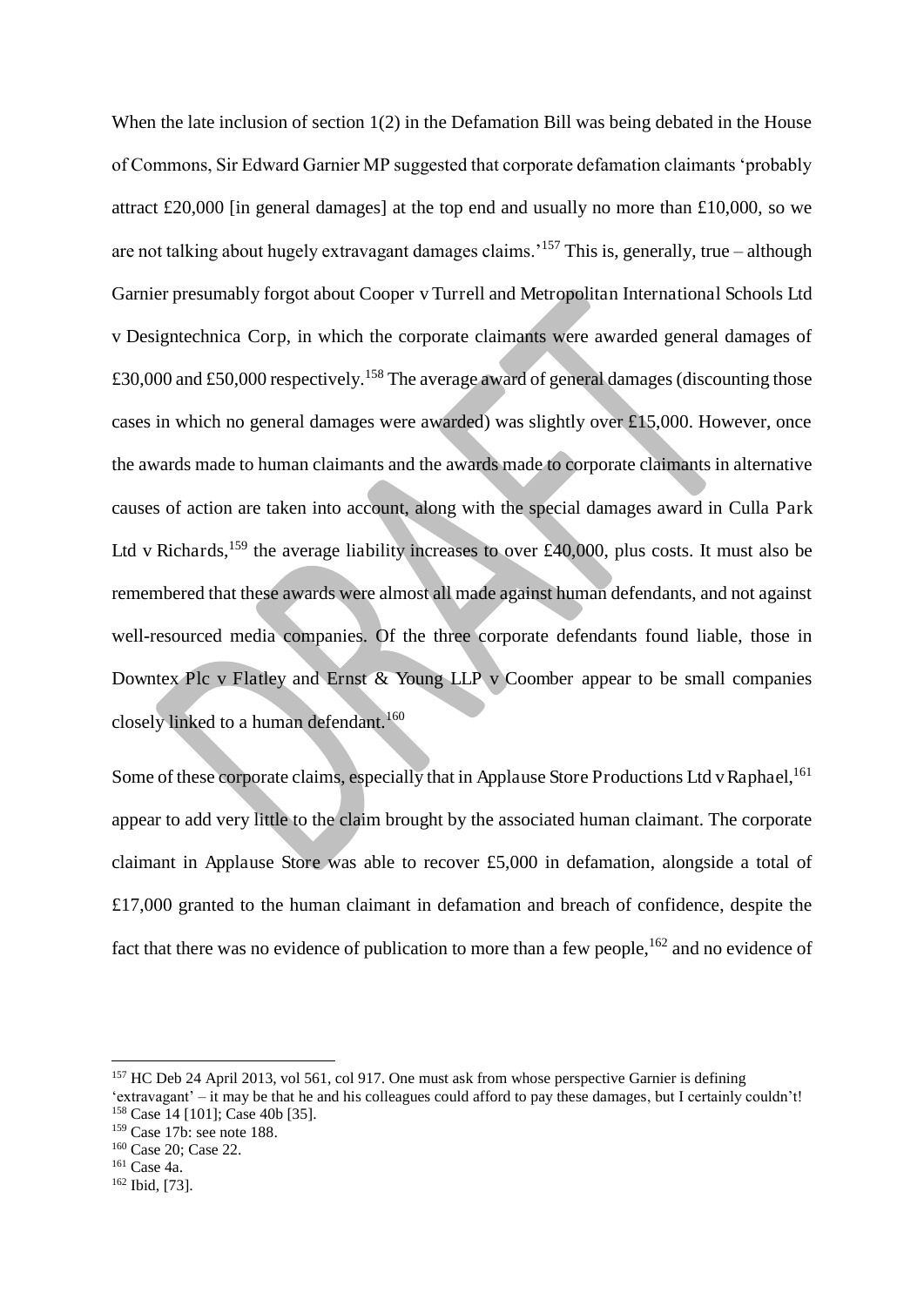When the late inclusion of section 1(2) in the Defamation Bill was being debated in the House of Commons, Sir Edward Garnier MP suggested that corporate defamation claimants 'probably attract £20,000 [in general damages] at the top end and usually no more than £10,000, so we are not talking about hugely extravagant damages claims.'[157] This is, generally, true – although Garnier presumably forgot about Cooper v Turrell and Metropolitan International Schools Ltd v Designtechnica Corp, in which the corporate claimants were awarded general damages of £30,000 and £50,000 respectively.[158] The average award of general damages (discounting those cases in which no general damages were awarded) was slightly over £15,000. However, once the awards made to human claimants and the awards made to corporate claimants in alternative causes of action are taken into account, along with the special damages award in Culla Park Ltd v Richards,[159] the average liability increases to over £40,000, plus costs. It must also be remembered that these awards were almost all made against human defendants, and not against well-resourced media companies. Of the three corporate defendants found liable, those in Downtex Plc v Flatley and Ernst & Young LLP v Coomber appear to be small companies closely linked to a human defendant.[160]

Some of these corporate claims, especially that in Applause Store Productions Ltd v Raphael,[161] appear to add very little to the claim brought by the associated human claimant. The corporate claimant in Applause Store was able to recover £5,000 in defamation, alongside a total of £17,000 granted to the human claimant in defamation and breach of confidence, despite the fact that there was no evidence of publication to more than a few people,[162] and no evidence of

---

[157] HC Deb 24 April 2013, vol 561, col 917. One must ask from whose perspective Garnier is defining 'extravagant' – it may be that he and his colleagues could afford to pay these damages, but I certainly couldn't!

[158] Case 14 [101]; Case 40b [35].

[159] Case 17b: see note 188.

[160] Case 20; Case 22.

[161] Case 4a.

[162] Ibid, [73].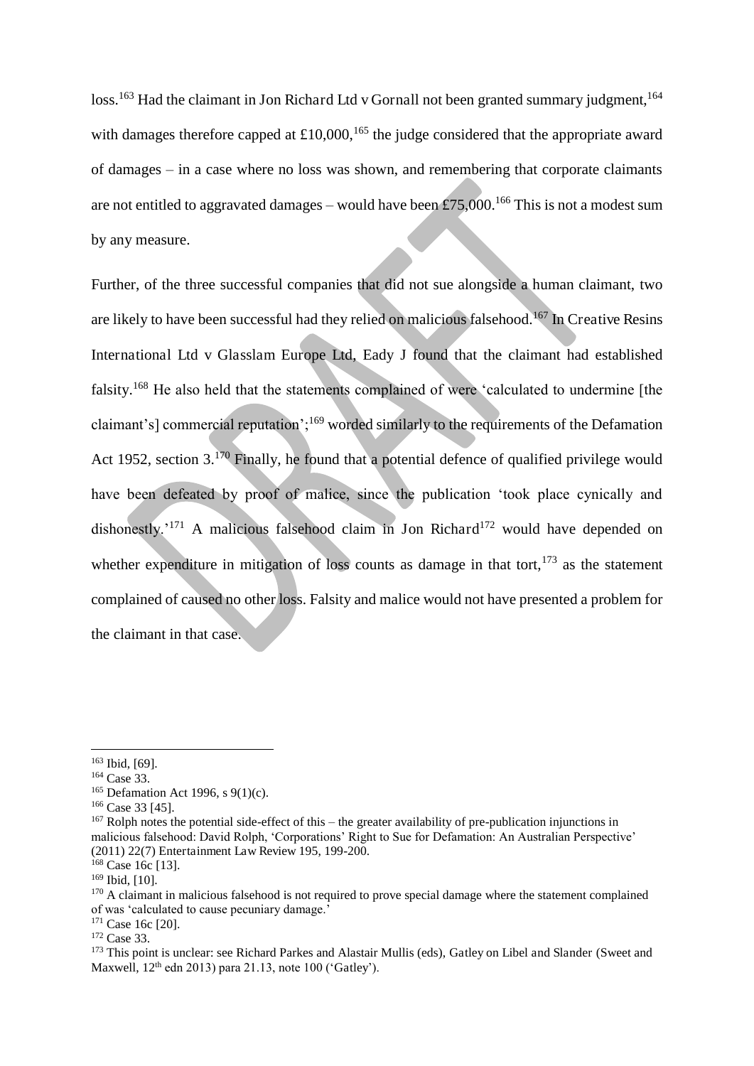loss.[163] Had the claimant in Jon Richard Ltd v Gornall not been granted summary judgment,[164] with damages therefore capped at £10,000,[165] the judge considered that the appropriate award of damages – in a case where no loss was shown, and remembering that corporate claimants are not entitled to aggravated damages – would have been £75,000.[166] This is not a modest sum by any measure.

Further, of the three successful companies that did not sue alongside a human claimant, two are likely to have been successful had they relied on malicious falsehood.[167] In Creative Resins International Ltd v Glasslam Europe Ltd, Eady J found that the claimant had established falsity.[168] He also held that the statements complained of were 'calculated to undermine [the claimant's] commercial reputation';[169] worded similarly to the requirements of the Defamation Act 1952, section 3.[170] Finally, he found that a potential defence of qualified privilege would have been defeated by proof of malice, since the publication 'took place cynically and dishonestly.'[171] A malicious falsehood claim in Jon Richard[172] would have depended on whether expenditure in mitigation of loss counts as damage in that tort,[173] as the statement complained of caused no other loss. Falsity and malice would not have presented a problem for the claimant in that case.

---

[163] Ibid, [69].

[164] Case 33.

[165] Defamation Act 1996, s 9(1)(c).

[166] Case 33 [45].

[167] Rolph notes the potential side-effect of this – the greater availability of pre-publication injunctions in malicious falsehood: David Rolph, 'Corporations' Right to Sue for Defamation: An Australian Perspective' (2011) 22(7) Entertainment Law Review 195, 199-200.

[168] Case 16c [13].

[169] Ibid, [10].

[170] A claimant in malicious falsehood is not required to prove special damage where the statement complained of was 'calculated to cause pecuniary damage.'

[171] Case 16c [20].

[172] Case 33.

[173] This point is unclear: see Richard Parkes and Alastair Mullis (eds), Gatley on Libel and Slander (Sweet and Maxwell, 12th edn 2013) para 21.13, note 100 ('Gatley').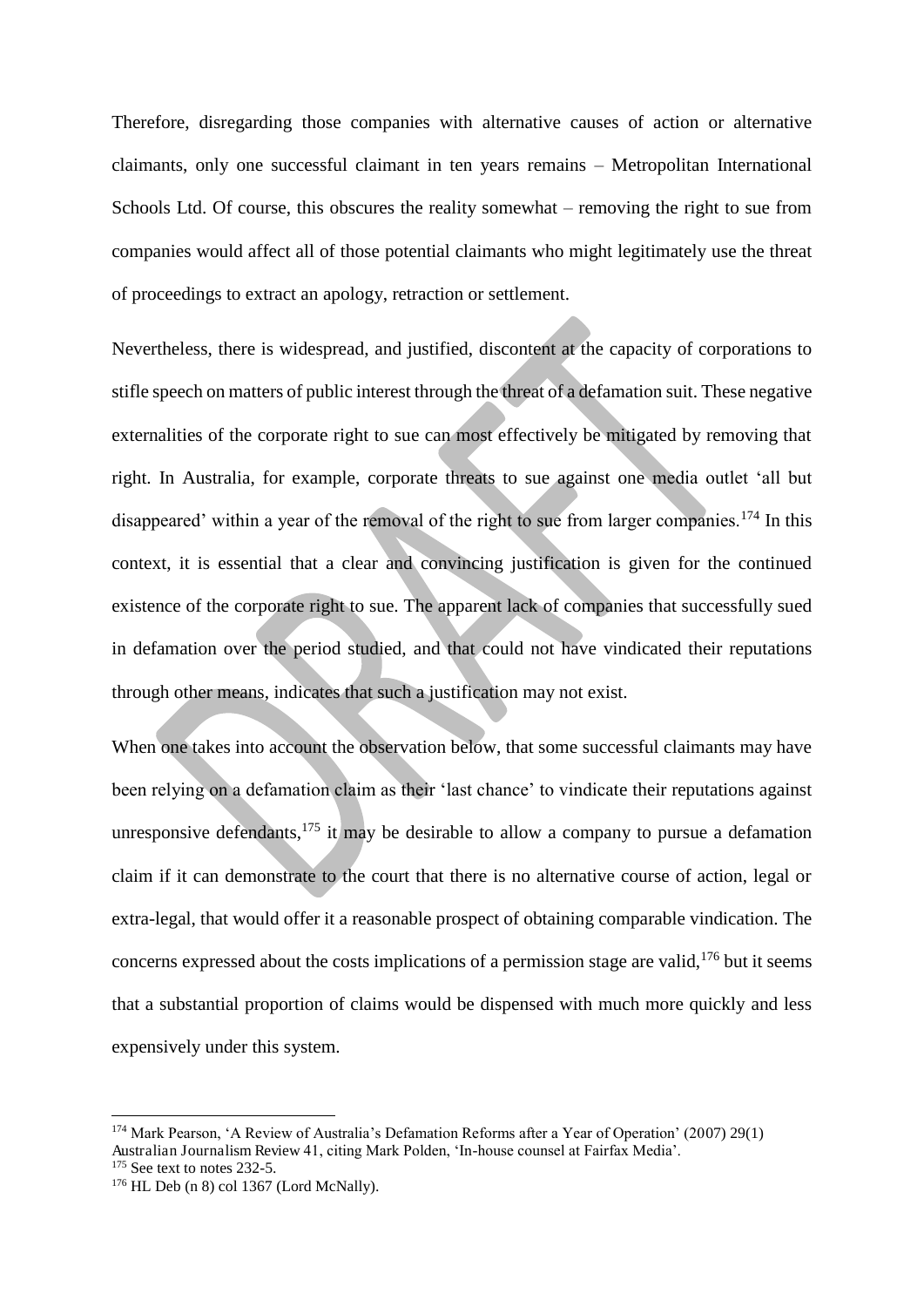Therefore, disregarding those companies with alternative causes of action or alternative claimants, only one successful claimant in ten years remains – Metropolitan International Schools Ltd. Of course, this obscures the reality somewhat – removing the right to sue from companies would affect all of those potential claimants who might legitimately use the threat of proceedings to extract an apology, retraction or settlement.

Nevertheless, there is widespread, and justified, discontent at the capacity of corporations to stifle speech on matters of public interest through the threat of a defamation suit. These negative externalities of the corporate right to sue can most effectively be mitigated by removing that right. In Australia, for example, corporate threats to sue against one media outlet 'all but disappeared' within a year of the removal of the right to sue from larger companies.[174] In this context, it is essential that a clear and convincing justification is given for the continued existence of the corporate right to sue. The apparent lack of companies that successfully sued in defamation over the period studied, and that could not have vindicated their reputations through other means, indicates that such a justification may not exist.

When one takes into account the observation below, that some successful claimants may have been relying on a defamation claim as their 'last chance' to vindicate their reputations against unresponsive defendants,[175] it may be desirable to allow a company to pursue a defamation claim if it can demonstrate to the court that there is no alternative course of action, legal or extra-legal, that would offer it a reasonable prospect of obtaining comparable vindication. The concerns expressed about the costs implications of a permission stage are valid,[176] but it seems that a substantial proportion of claims would be dispensed with much more quickly and less expensively under this system.

---

[174] Mark Pearson, 'A Review of Australia's Defamation Reforms after a Year of Operation' (2007) 29(1) Australian Journalism Review 41, citing Mark Polden, 'In-house counsel at Fairfax Media'.

[175] See text to notes 232-5.

[176] HL Deb (n 8) col 1367 (Lord McNally).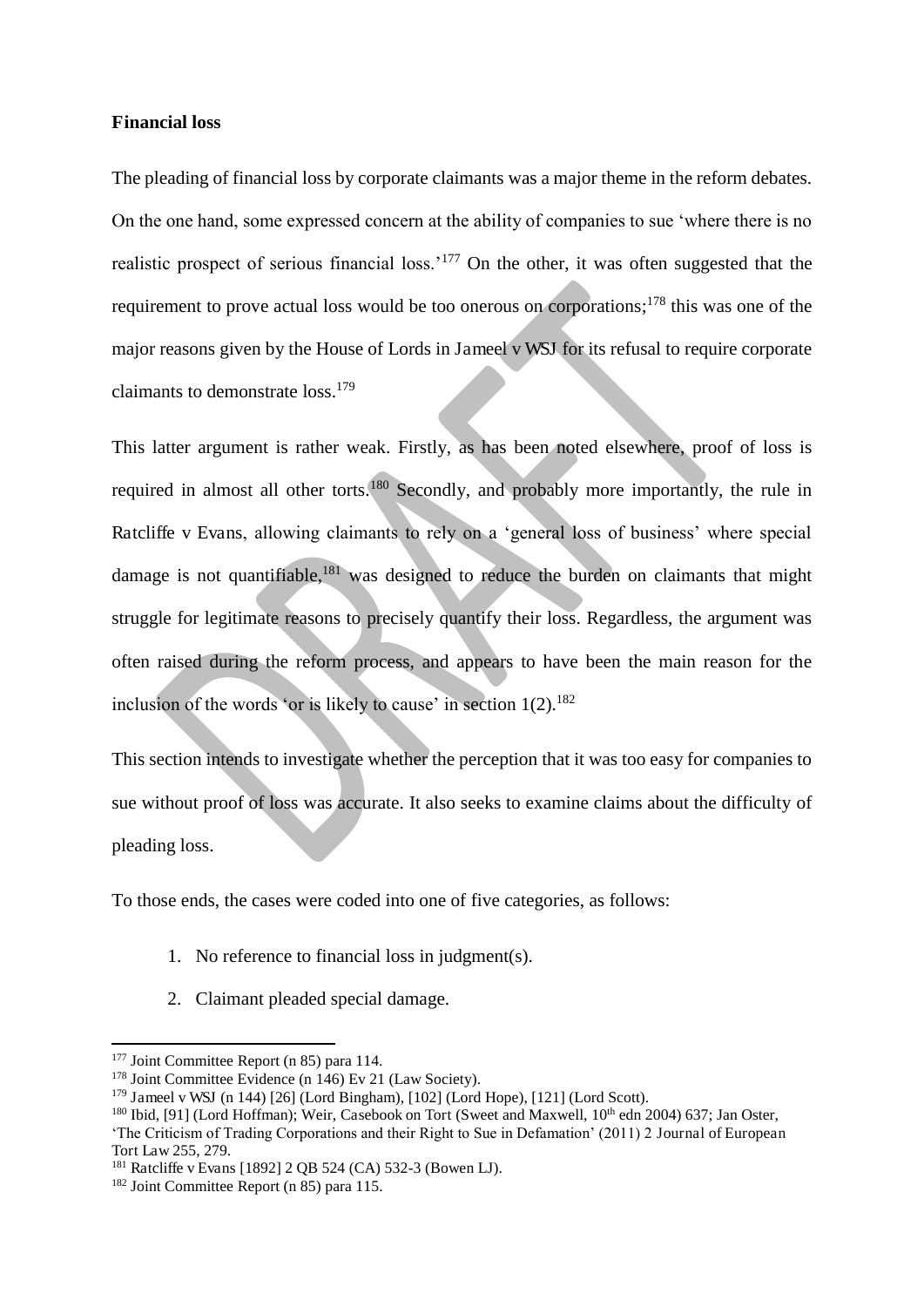**Financial loss**

The pleading of financial loss by corporate claimants was a major theme in the reform debates. On the one hand, some expressed concern at the ability of companies to sue 'where there is no realistic prospect of serious financial loss.'[177] On the other, it was often suggested that the requirement to prove actual loss would be too onerous on corporations;[178] this was one of the major reasons given by the House of Lords in Jameel v WSJ for its refusal to require corporate claimants to demonstrate loss.[179]

This latter argument is rather weak. Firstly, as has been noted elsewhere, proof of loss is required in almost all other torts.[180] Secondly, and probably more importantly, the rule in Ratcliffe v Evans, allowing claimants to rely on a 'general loss of business' where special damage is not quantifiable,[181] was designed to reduce the burden on claimants that might struggle for legitimate reasons to precisely quantify their loss. Regardless, the argument was often raised during the reform process, and appears to have been the main reason for the inclusion of the words 'or is likely to cause' in section 1(2).[182]

This section intends to investigate whether the perception that it was too easy for companies to sue without proof of loss was accurate. It also seeks to examine claims about the difficulty of pleading loss.

To those ends, the cases were coded into one of five categories, as follows:

1. No reference to financial loss in judgment(s).
2. Claimant pleaded special damage.

---

[177] Joint Committee Report (n 85) para 114.

[178] Joint Committee Evidence (n 146) Ev 21 (Law Society).

[179] Jameel v WSJ (n 144) [26] (Lord Bingham), [102] (Lord Hope), [121] (Lord Scott).

[180] Ibid, [91] (Lord Hoffman); Weir, Casebook on Tort (Sweet and Maxwell, 10th edn 2004) 637; Jan Oster, 'The Criticism of Trading Corporations and their Right to Sue in Defamation' (2011) 2 Journal of European Tort Law 255, 279.

[181] Ratcliffe v Evans [1892] 2 QB 524 (CA) 532-3 (Bowen LJ).

[182] Joint Committee Report (n 85) para 115.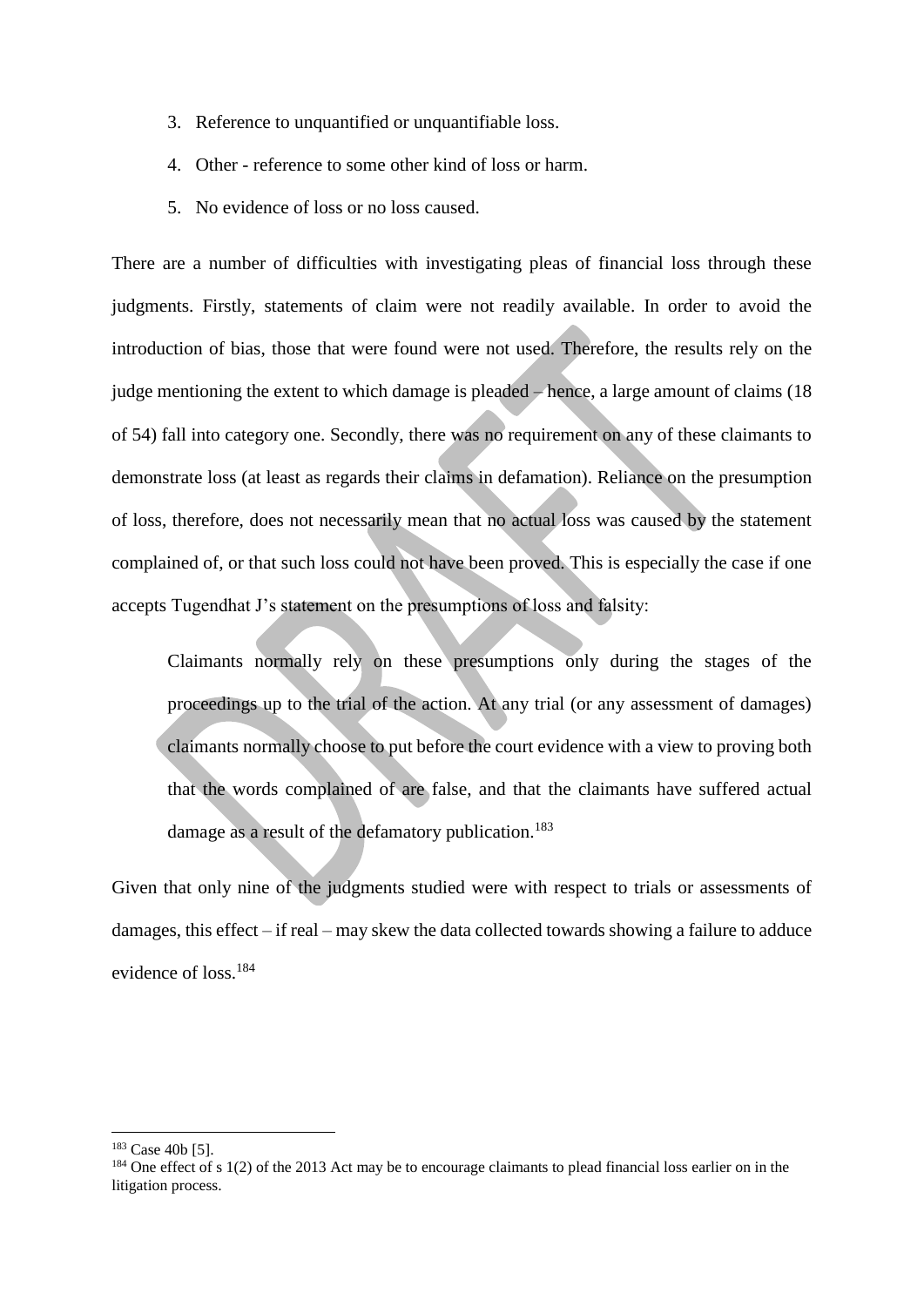3. Reference to unquantified or unquantifiable loss.
4. Other - reference to some other kind of loss or harm.
5. No evidence of loss or no loss caused.

There are a number of difficulties with investigating pleas of financial loss through these judgments. Firstly, statements of claim were not readily available. In order to avoid the introduction of bias, those that were found were not used. Therefore, the results rely on the judge mentioning the extent to which damage is pleaded – hence, a large amount of claims (18 of 54) fall into category one. Secondly, there was no requirement on any of these claimants to demonstrate loss (at least as regards their claims in defamation). Reliance on the presumption of loss, therefore, does not necessarily mean that no actual loss was caused by the statement complained of, or that such loss could not have been proved. This is especially the case if one accepts Tugendhat J's statement on the presumptions of loss and falsity:

> Claimants normally rely on these presumptions only during the stages of the proceedings up to the trial of the action. At any trial (or any assessment of damages) claimants normally choose to put before the court evidence with a view to proving both that the words complained of are false, and that the claimants have suffered actual damage as a result of the defamatory publication.[183]

Given that only nine of the judgments studied were with respect to trials or assessments of damages, this effect – if real – may skew the data collected towards showing a failure to adduce evidence of loss.[184]

---

[183] Case 40b [5].

[184] One effect of s 1(2) of the 2013 Act may be to encourage claimants to plead financial loss earlier on in the litigation process.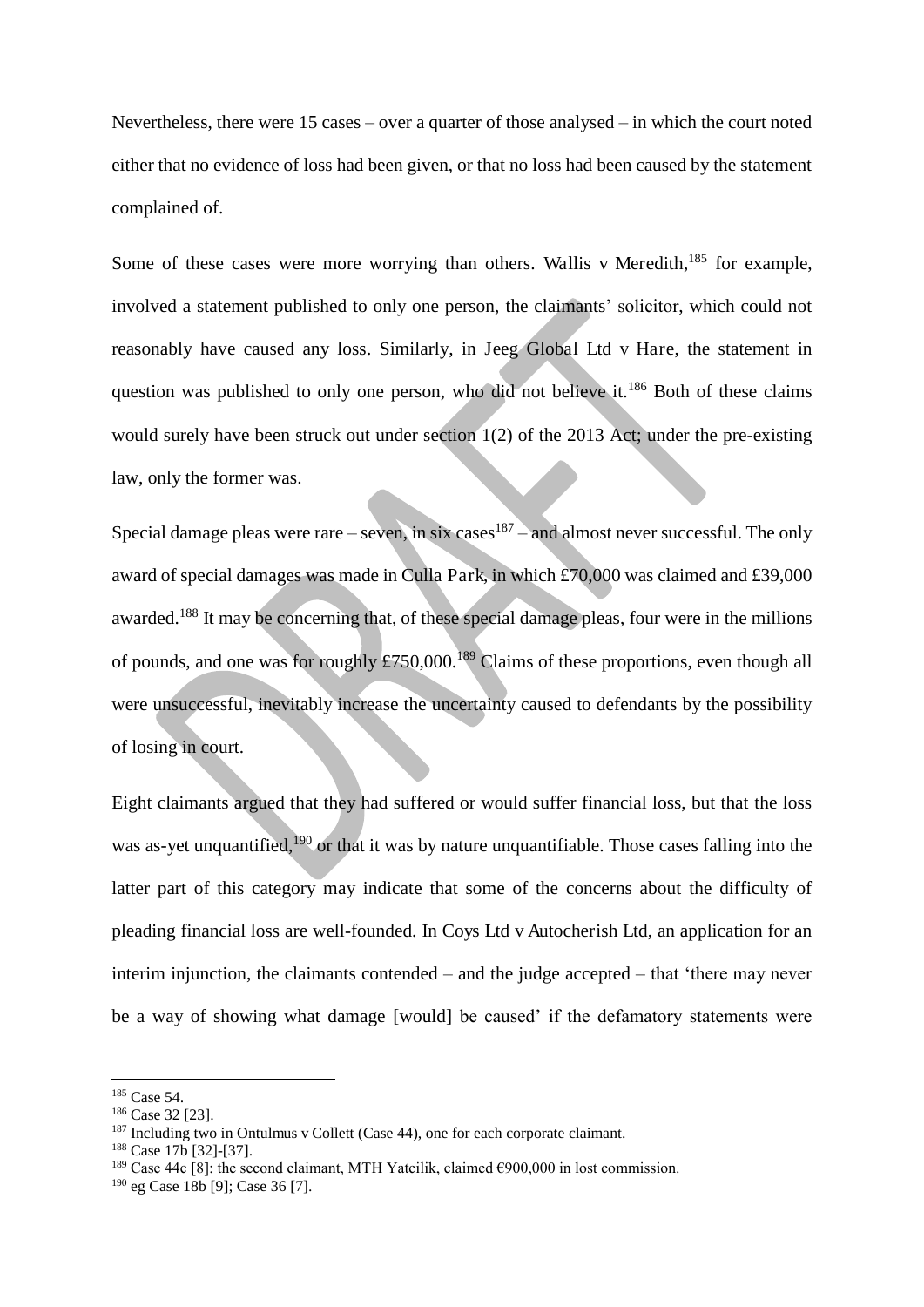Nevertheless, there were 15 cases – over a quarter of those analysed – in which the court noted either that no evidence of loss had been given, or that no loss had been caused by the statement complained of.

Some of these cases were more worrying than others. Wallis v Meredith,[185] for example, involved a statement published to only one person, the claimants' solicitor, which could not reasonably have caused any loss. Similarly, in Jeeg Global Ltd v Hare, the statement in question was published to only one person, who did not believe it.[186] Both of these claims would surely have been struck out under section 1(2) of the 2013 Act; under the pre-existing law, only the former was.

Special damage pleas were rare – seven, in six cases[187] – and almost never successful. The only award of special damages was made in Culla Park, in which £70,000 was claimed and £39,000 awarded.[188] It may be concerning that, of these special damage pleas, four were in the millions of pounds, and one was for roughly £750,000.[189] Claims of these proportions, even though all were unsuccessful, inevitably increase the uncertainty caused to defendants by the possibility of losing in court.

Eight claimants argued that they had suffered or would suffer financial loss, but that the loss was as-yet unquantified,[190] or that it was by nature unquantifiable. Those cases falling into the latter part of this category may indicate that some of the concerns about the difficulty of pleading financial loss are well-founded. In Coys Ltd v Autocherish Ltd, an application for an interim injunction, the claimants contended – and the judge accepted – that 'there may never be a way of showing what damage [would] be caused' if the defamatory statements were

---

[185] Case 54.

[186] Case 32 [23].

[187] Including two in Ontulmus v Collett (Case 44), one for each corporate claimant.

[188] Case 17b [32]-[37].

[189] Case 44c [8]: the second claimant, MTH Yatcilik, claimed €900,000 in lost commission.

[190] eg Case 18b [9]; Case 36 [7].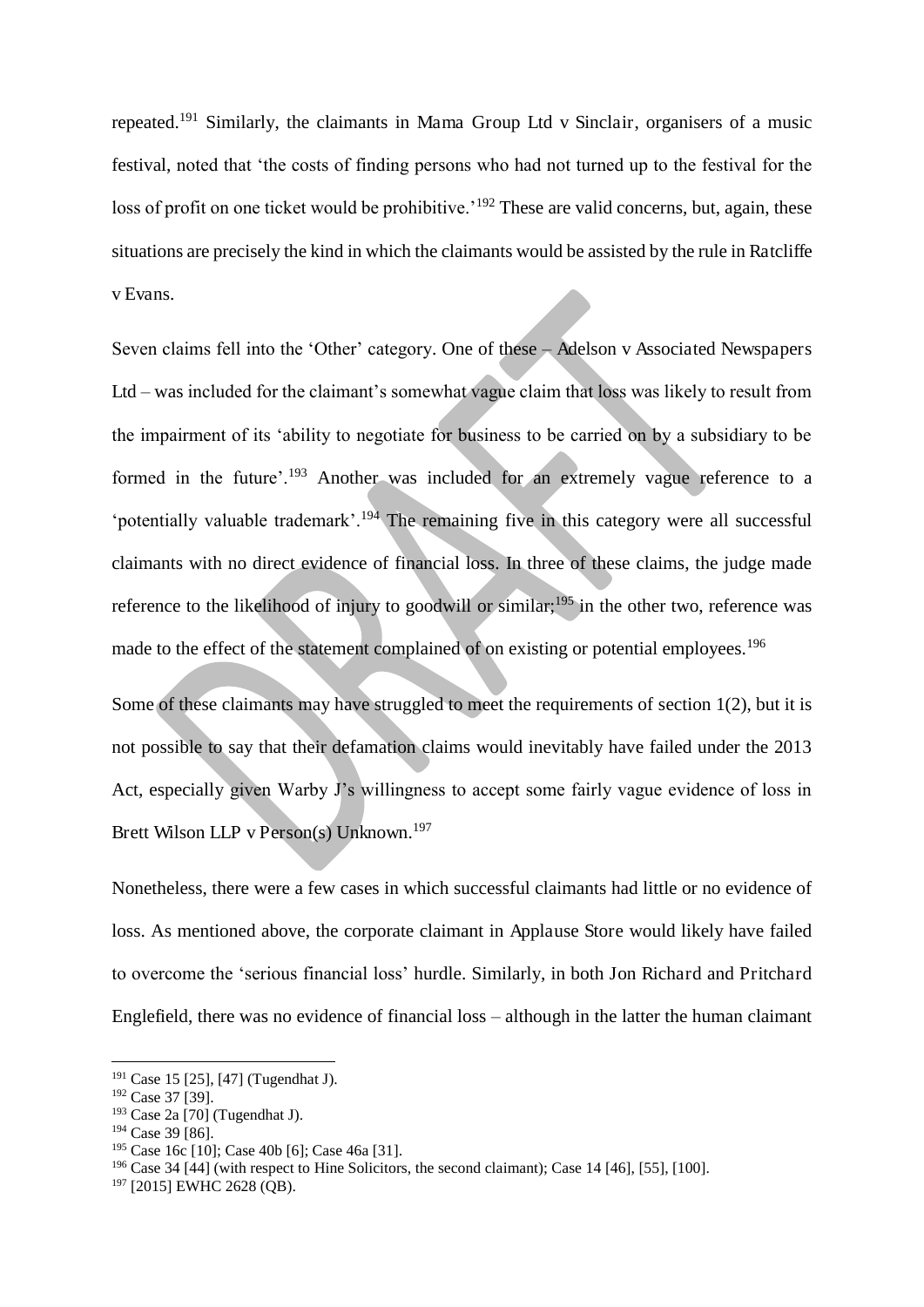repeated.[191] Similarly, the claimants in Mama Group Ltd v Sinclair, organisers of a music festival, noted that 'the costs of finding persons who had not turned up to the festival for the loss of profit on one ticket would be prohibitive.'[192] These are valid concerns, but, again, these situations are precisely the kind in which the claimants would be assisted by the rule in Ratcliffe v Evans.

Seven claims fell into the 'Other' category. One of these – Adelson v Associated Newspapers Ltd – was included for the claimant's somewhat vague claim that loss was likely to result from the impairment of its 'ability to negotiate for business to be carried on by a subsidiary to be formed in the future'.[193] Another was included for an extremely vague reference to a 'potentially valuable trademark'.[194] The remaining five in this category were all successful claimants with no direct evidence of financial loss. In three of these claims, the judge made reference to the likelihood of injury to goodwill or similar;[195] in the other two, reference was made to the effect of the statement complained of on existing or potential employees.[196]

Some of these claimants may have struggled to meet the requirements of section 1(2), but it is not possible to say that their defamation claims would inevitably have failed under the 2013 Act, especially given Warby J's willingness to accept some fairly vague evidence of loss in Brett Wilson LLP v Person(s) Unknown.[197]

Nonetheless, there were a few cases in which successful claimants had little or no evidence of loss. As mentioned above, the corporate claimant in Applause Store would likely have failed to overcome the 'serious financial loss' hurdle. Similarly, in both Jon Richard and Pritchard Englefield, there was no evidence of financial loss – although in the latter the human claimant

---

[191] Case 15 [25], [47] (Tugendhat J).

[192] Case 37 [39].

[193] Case 2a [70] (Tugendhat J).

[194] Case 39 [86].

[195] Case 16c [10]; Case 40b [6]; Case 46a [31].

[196] Case 34 [44] (with respect to Hine Solicitors, the second claimant); Case 14 [46], [55], [100].

[197] [2015] EWHC 2628 (QB).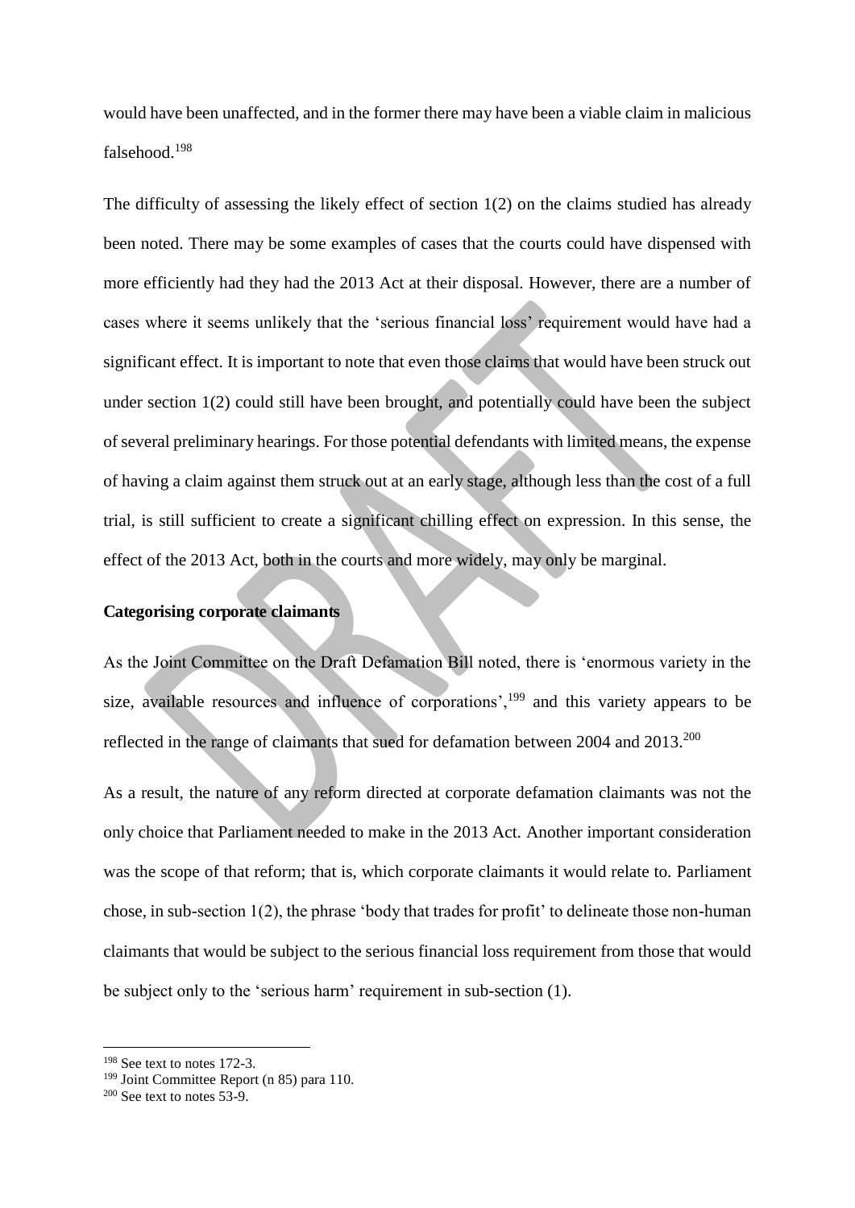would have been unaffected, and in the former there may have been a viable claim in malicious falsehood.[198]

The difficulty of assessing the likely effect of section 1(2) on the claims studied has already been noted. There may be some examples of cases that the courts could have dispensed with more efficiently had they had the 2013 Act at their disposal. However, there are a number of cases where it seems unlikely that the 'serious financial loss' requirement would have had a significant effect. It is important to note that even those claims that would have been struck out under section 1(2) could still have been brought, and potentially could have been the subject of several preliminary hearings. For those potential defendants with limited means, the expense of having a claim against them struck out at an early stage, although less than the cost of a full trial, is still sufficient to create a significant chilling effect on expression. In this sense, the effect of the 2013 Act, both in the courts and more widely, may only be marginal.

**Categorising corporate claimants**

As the Joint Committee on the Draft Defamation Bill noted, there is 'enormous variety in the size, available resources and influence of corporations',[199] and this variety appears to be reflected in the range of claimants that sued for defamation between 2004 and 2013.[200]

As a result, the nature of any reform directed at corporate defamation claimants was not the only choice that Parliament needed to make in the 2013 Act. Another important consideration was the scope of that reform; that is, which corporate claimants it would relate to. Parliament chose, in sub-section 1(2), the phrase 'body that trades for profit' to delineate those non-human claimants that would be subject to the serious financial loss requirement from those that would be subject only to the 'serious harm' requirement in sub-section (1).

---

[198] See text to notes 172-3.

[199] Joint Committee Report (n 85) para 110.

[200] See text to notes 53-9.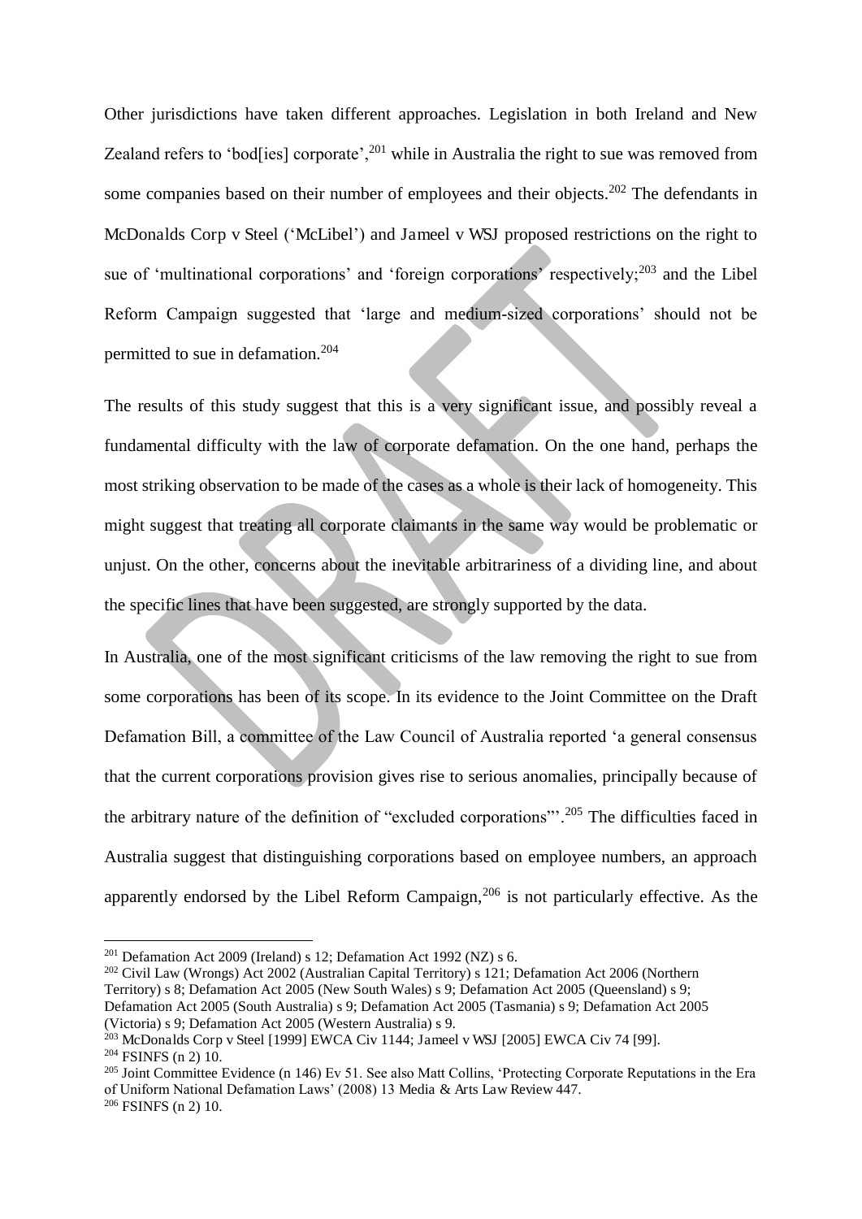Other jurisdictions have taken different approaches. Legislation in both Ireland and New Zealand refers to 'bod[ies] corporate',[201] while in Australia the right to sue was removed from some companies based on their number of employees and their objects.[202] The defendants in McDonalds Corp v Steel ('McLibel') and Jameel v WSJ proposed restrictions on the right to sue of 'multinational corporations' and 'foreign corporations' respectively;[203] and the Libel Reform Campaign suggested that 'large and medium-sized corporations' should not be permitted to sue in defamation.[204]

The results of this study suggest that this is a very significant issue, and possibly reveal a fundamental difficulty with the law of corporate defamation. On the one hand, perhaps the most striking observation to be made of the cases as a whole is their lack of homogeneity. This might suggest that treating all corporate claimants in the same way would be problematic or unjust. On the other, concerns about the inevitable arbitrariness of a dividing line, and about the specific lines that have been suggested, are strongly supported by the data.

In Australia, one of the most significant criticisms of the law removing the right to sue from some corporations has been of its scope. In its evidence to the Joint Committee on the Draft Defamation Bill, a committee of the Law Council of Australia reported 'a general consensus that the current corporations provision gives rise to serious anomalies, principally because of the arbitrary nature of the definition of "excluded corporations"'.[205] The difficulties faced in Australia suggest that distinguishing corporations based on employee numbers, an approach apparently endorsed by the Libel Reform Campaign,[206] is not particularly effective. As the

---

[201] Defamation Act 2009 (Ireland) s 12; Defamation Act 1992 (NZ) s 6.

[202] Civil Law (Wrongs) Act 2002 (Australian Capital Territory) s 121; Defamation Act 2006 (Northern Territory) s 8; Defamation Act 2005 (New South Wales) s 9; Defamation Act 2005 (Queensland) s 9; Defamation Act 2005 (South Australia) s 9; Defamation Act 2005 (Tasmania) s 9; Defamation Act 2005 (Victoria) s 9; Defamation Act 2005 (Western Australia) s 9.

[203] McDonalds Corp v Steel [1999] EWCA Civ 1144; Jameel v WSJ [2005] EWCA Civ 74 [99].

[204] FSINFS (n 2) 10.

[205] Joint Committee Evidence (n 146) Ev 51. See also Matt Collins, 'Protecting Corporate Reputations in the Era of Uniform National Defamation Laws' (2008) 13 Media & Arts Law Review 447.

[206] FSINFS (n 2) 10.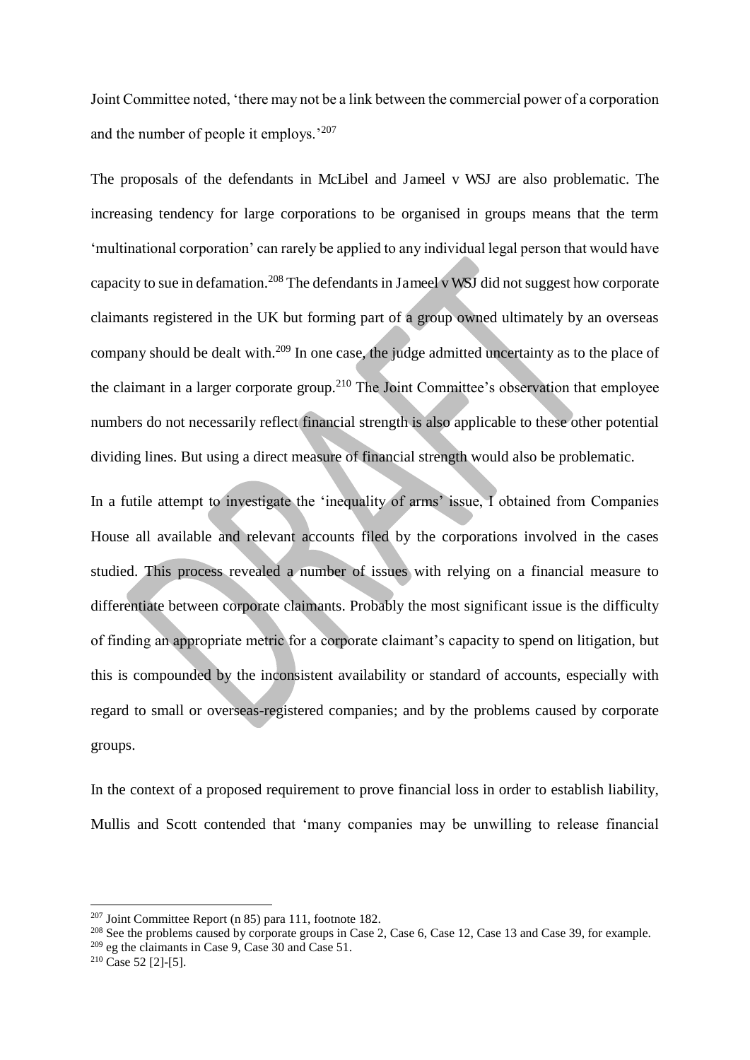Joint Committee noted, 'there may not be a link between the commercial power of a corporation and the number of people it employs.'[207]

The proposals of the defendants in McLibel and Jameel v WSJ are also problematic. The increasing tendency for large corporations to be organised in groups means that the term 'multinational corporation' can rarely be applied to any individual legal person that would have capacity to sue in defamation.[208] The defendants in Jameel v WSJ did not suggest how corporate claimants registered in the UK but forming part of a group owned ultimately by an overseas company should be dealt with.[209] In one case, the judge admitted uncertainty as to the place of the claimant in a larger corporate group.[210] The Joint Committee's observation that employee numbers do not necessarily reflect financial strength is also applicable to these other potential dividing lines. But using a direct measure of financial strength would also be problematic.

In a futile attempt to investigate the 'inequality of arms' issue, I obtained from Companies House all available and relevant accounts filed by the corporations involved in the cases studied. This process revealed a number of issues with relying on a financial measure to differentiate between corporate claimants. Probably the most significant issue is the difficulty of finding an appropriate metric for a corporate claimant's capacity to spend on litigation, but this is compounded by the inconsistent availability or standard of accounts, especially with regard to small or overseas-registered companies; and by the problems caused by corporate groups.

In the context of a proposed requirement to prove financial loss in order to establish liability, Mullis and Scott contended that 'many companies may be unwilling to release financial

---

[207] Joint Committee Report (n 85) para 111, footnote 182.

[208] See the problems caused by corporate groups in Case 2, Case 6, Case 12, Case 13 and Case 39, for example.

[209] eg the claimants in Case 9, Case 30 and Case 51.

[210] Case 52 [2]-[5].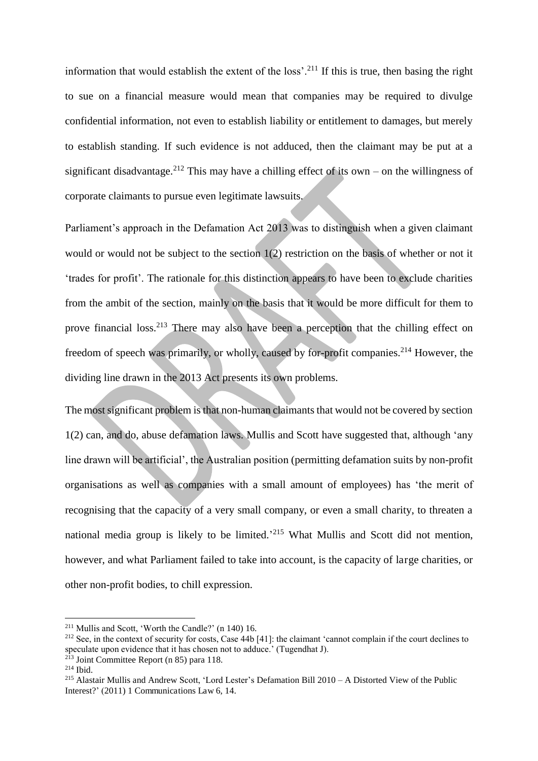information that would establish the extent of the loss'.[211] If this is true, then basing the right to sue on a financial measure would mean that companies may be required to divulge confidential information, not even to establish liability or entitlement to damages, but merely to establish standing. If such evidence is not adduced, then the claimant may be put at a significant disadvantage.[212] This may have a chilling effect of its own – on the willingness of corporate claimants to pursue even legitimate lawsuits.

Parliament's approach in the Defamation Act 2013 was to distinguish when a given claimant would or would not be subject to the section 1(2) restriction on the basis of whether or not it 'trades for profit'. The rationale for this distinction appears to have been to exclude charities from the ambit of the section, mainly on the basis that it would be more difficult for them to prove financial loss.[213] There may also have been a perception that the chilling effect on freedom of speech was primarily, or wholly, caused by for-profit companies.[214] However, the dividing line drawn in the 2013 Act presents its own problems.

The most significant problem is that non-human claimants that would not be covered by section 1(2) can, and do, abuse defamation laws. Mullis and Scott have suggested that, although 'any line drawn will be artificial', the Australian position (permitting defamation suits by non-profit organisations as well as companies with a small amount of employees) has 'the merit of recognising that the capacity of a very small company, or even a small charity, to threaten a national media group is likely to be limited.'[215] What Mullis and Scott did not mention, however, and what Parliament failed to take into account, is the capacity of large charities, or other non-profit bodies, to chill expression.

---

[211] Mullis and Scott, 'Worth the Candle?' (n 140) 16.

[212] See, in the context of security for costs, Case 44b [41]: the claimant 'cannot complain if the court declines to speculate upon evidence that it has chosen not to adduce.' (Tugendhat J).

[213] Joint Committee Report (n 85) para 118.

[214] Ibid.

[215] Alastair Mullis and Andrew Scott, 'Lord Lester's Defamation Bill 2010 – A Distorted View of the Public Interest?' (2011) 1 Communications Law 6, 14.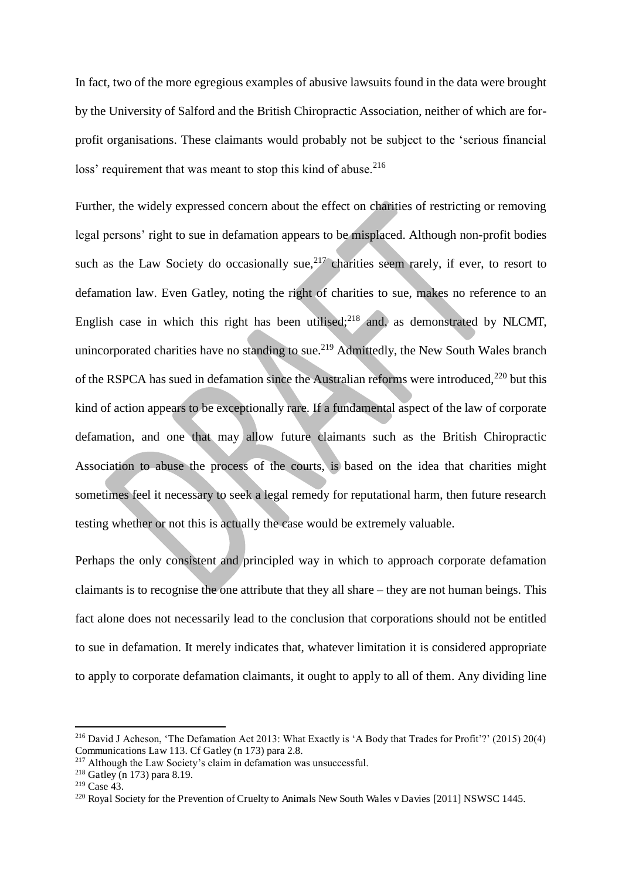In fact, two of the more egregious examples of abusive lawsuits found in the data were brought by the University of Salford and the British Chiropractic Association, neither of which are for-profit organisations. These claimants would probably not be subject to the 'serious financial loss' requirement that was meant to stop this kind of abuse.[216]

Further, the widely expressed concern about the effect on charities of restricting or removing legal persons' right to sue in defamation appears to be misplaced. Although non-profit bodies such as the Law Society do occasionally sue,[217] charities seem rarely, if ever, to resort to defamation law. Even Gatley, noting the right of charities to sue, makes no reference to an English case in which this right has been utilised;[218] and, as demonstrated by NLCMT, unincorporated charities have no standing to sue.[219] Admittedly, the New South Wales branch of the RSPCA has sued in defamation since the Australian reforms were introduced,[220] but this kind of action appears to be exceptionally rare. If a fundamental aspect of the law of corporate defamation, and one that may allow future claimants such as the British Chiropractic Association to abuse the process of the courts, is based on the idea that charities might sometimes feel it necessary to seek a legal remedy for reputational harm, then future research testing whether or not this is actually the case would be extremely valuable.

Perhaps the only consistent and principled way in which to approach corporate defamation claimants is to recognise the one attribute that they all share – they are not human beings. This fact alone does not necessarily lead to the conclusion that corporations should not be entitled to sue in defamation. It merely indicates that, whatever limitation it is considered appropriate to apply to corporate defamation claimants, it ought to apply to all of them. Any dividing line

---

[216] David J Acheson, 'The Defamation Act 2013: What Exactly is 'A Body that Trades for Profit'?' (2015) 20(4) Communications Law 113. Cf Gatley (n 173) para 2.8.

[217] Although the Law Society's claim in defamation was unsuccessful.

[218] Gatley (n 173) para 8.19.

[219] Case 43.

[220] Royal Society for the Prevention of Cruelty to Animals New South Wales v Davies [2011] NSWSC 1445.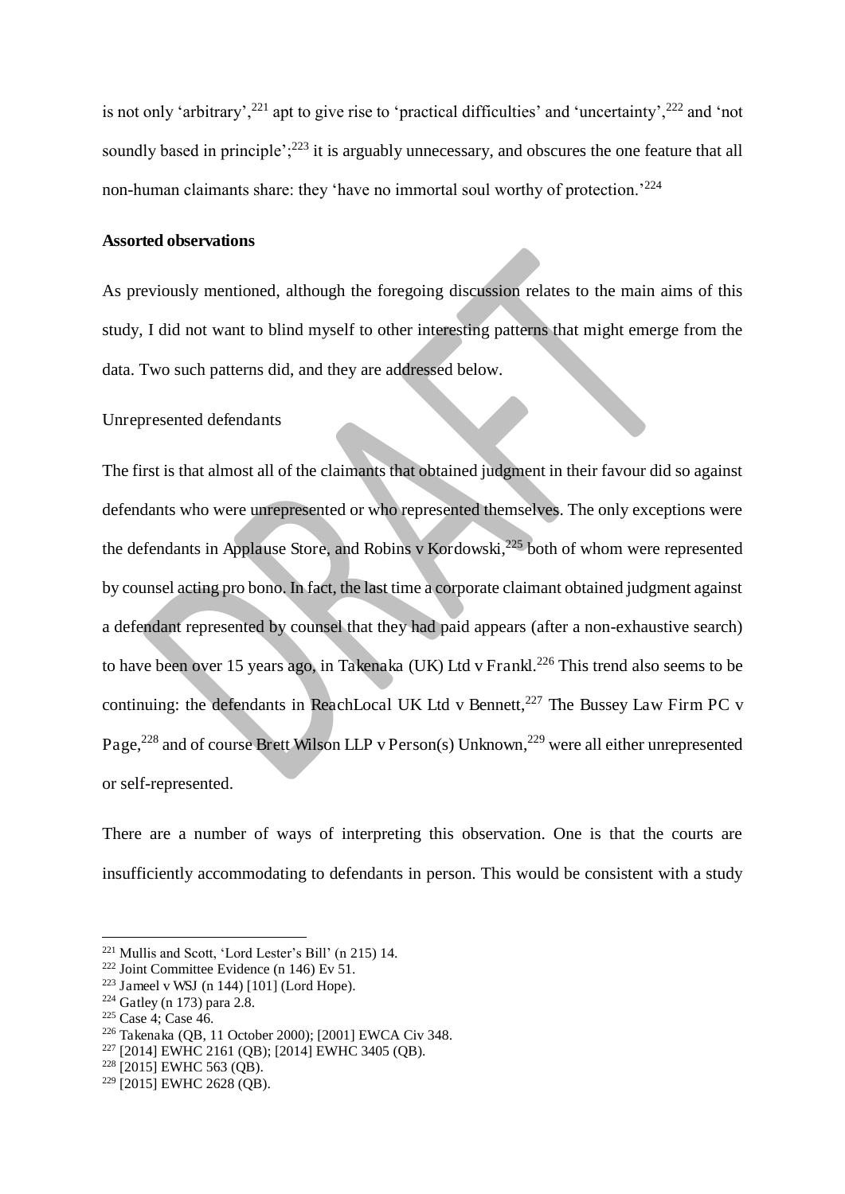is not only 'arbitrary',[221] apt to give rise to 'practical difficulties' and 'uncertainty',[222] and 'not soundly based in principle';[223] it is arguably unnecessary, and obscures the one feature that all non-human claimants share: they 'have no immortal soul worthy of protection.'[224]

**Assorted observations**

As previously mentioned, although the foregoing discussion relates to the main aims of this study, I did not want to blind myself to other interesting patterns that might emerge from the data. Two such patterns did, and they are addressed below.

Unrepresented defendants

The first is that almost all of the claimants that obtained judgment in their favour did so against defendants who were unrepresented or who represented themselves. The only exceptions were the defendants in Applause Store, and Robins v Kordowski,[225] both of whom were represented by counsel acting pro bono. In fact, the last time a corporate claimant obtained judgment against a defendant represented by counsel that they had paid appears (after a non-exhaustive search) to have been over 15 years ago, in Takenaka (UK) Ltd v Frankl.[226] This trend also seems to be continuing: the defendants in ReachLocal UK Ltd v Bennett,[227] The Bussey Law Firm PC v Page,[228] and of course Brett Wilson LLP v Person(s) Unknown,[229] were all either unrepresented or self-represented.

There are a number of ways of interpreting this observation. One is that the courts are insufficiently accommodating to defendants in person. This would be consistent with a study

---

[221] Mullis and Scott, 'Lord Lester's Bill' (n 215) 14.

[222] Joint Committee Evidence (n 146) Ev 51.

[223] Jameel v WSJ (n 144) [101] (Lord Hope).

[224] Gatley (n 173) para 2.8.

[225] Case 4; Case 46.

[226] Takenaka (QB, 11 October 2000); [2001] EWCA Civ 348.

[227] [2014] EWHC 2161 (QB); [2014] EWHC 3405 (QB).

[228] [2015] EWHC 563 (QB).

[229] [2015] EWHC 2628 (QB).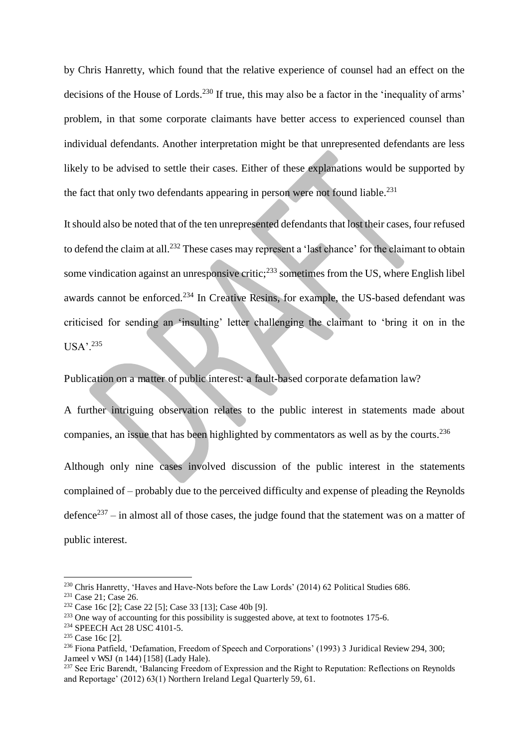by Chris Hanretty, which found that the relative experience of counsel had an effect on the decisions of the House of Lords.[230] If true, this may also be a factor in the 'inequality of arms' problem, in that some corporate claimants have better access to experienced counsel than individual defendants. Another interpretation might be that unrepresented defendants are less likely to be advised to settle their cases. Either of these explanations would be supported by the fact that only two defendants appearing in person were not found liable.[231]

It should also be noted that of the ten unrepresented defendants that lost their cases, four refused to defend the claim at all.[232] These cases may represent a 'last chance' for the claimant to obtain some vindication against an unresponsive critic;[233] sometimes from the US, where English libel awards cannot be enforced.[234] In Creative Resins, for example, the US-based defendant was criticised for sending an 'insulting' letter challenging the claimant to 'bring it on in the USA'.[235]

## Publication on a matter of public interest: a fault-based corporate defamation law?

A further intriguing observation relates to the public interest in statements made about companies, an issue that has been highlighted by commentators as well as by the courts.[236]

Although only nine cases involved discussion of the public interest in the statements complained of – probably due to the perceived difficulty and expense of pleading the Reynolds defence[237] – in almost all of those cases, the judge found that the statement was on a matter of public interest.

---

[230] Chris Hanretty, 'Haves and Have-Nots before the Law Lords' (2014) 62 Political Studies 686.

[231] Case 21; Case 26.

[232] Case 16c [2]; Case 22 [5]; Case 33 [13]; Case 40b [9].

[233] One way of accounting for this possibility is suggested above, at text to footnotes 175-6.

[234] SPEECH Act 28 USC 4101-5.

[235] Case 16c [2].

[236] Fiona Patfield, 'Defamation, Freedom of Speech and Corporations' (1993) 3 Juridical Review 294, 300; Jameel v WSJ (n 144) [158] (Lady Hale).

[237] See Eric Barendt, 'Balancing Freedom of Expression and the Right to Reputation: Reflections on Reynolds and Reportage' (2012) 63(1) Northern Ireland Legal Quarterly 59, 61.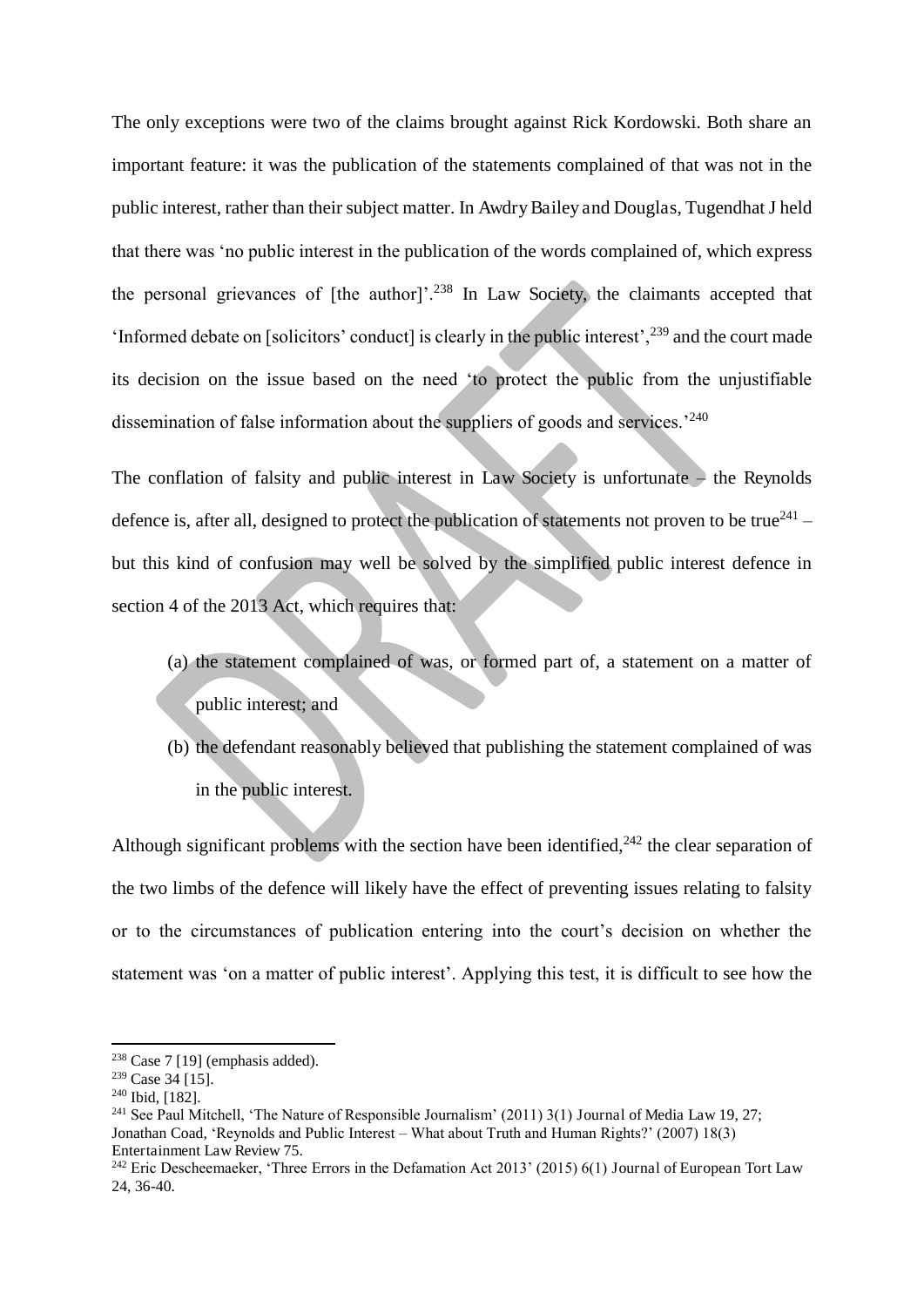The only exceptions were two of the claims brought against Rick Kordowski. Both share an important feature: it was the publication of the statements complained of that was not in the public interest, rather than their subject matter. In Awdry Bailey and Douglas, Tugendhat J held that there was 'no public interest in the publication of the words complained of, which express the personal grievances of [the author]'.[238] In Law Society, the claimants accepted that 'Informed debate on [solicitors' conduct] is clearly in the public interest',[239] and the court made its decision on the issue based on the need 'to protect the public from the unjustifiable dissemination of false information about the suppliers of goods and services.'[240]

The conflation of falsity and public interest in Law Society is unfortunate – the Reynolds defence is, after all, designed to protect the publication of statements not proven to be true[241] – but this kind of confusion may well be solved by the simplified public interest defence in section 4 of the 2013 Act, which requires that:

(a) the statement complained of was, or formed part of, a statement on a matter of public interest; and

(b) the defendant reasonably believed that publishing the statement complained of was in the public interest.

Although significant problems with the section have been identified,[242] the clear separation of the two limbs of the defence will likely have the effect of preventing issues relating to falsity or to the circumstances of publication entering into the court's decision on whether the statement was 'on a matter of public interest'. Applying this test, it is difficult to see how the

---

[238] Case 7 [19] (emphasis added).

[239] Case 34 [15].

[240] Ibid, [182].

[241] See Paul Mitchell, 'The Nature of Responsible Journalism' (2011) 3(1) Journal of Media Law 19, 27; Jonathan Coad, 'Reynolds and Public Interest – What about Truth and Human Rights?' (2007) 18(3) Entertainment Law Review 75.

[242] Eric Descheemaeker, 'Three Errors in the Defamation Act 2013' (2015) 6(1) Journal of European Tort Law 24, 36-40.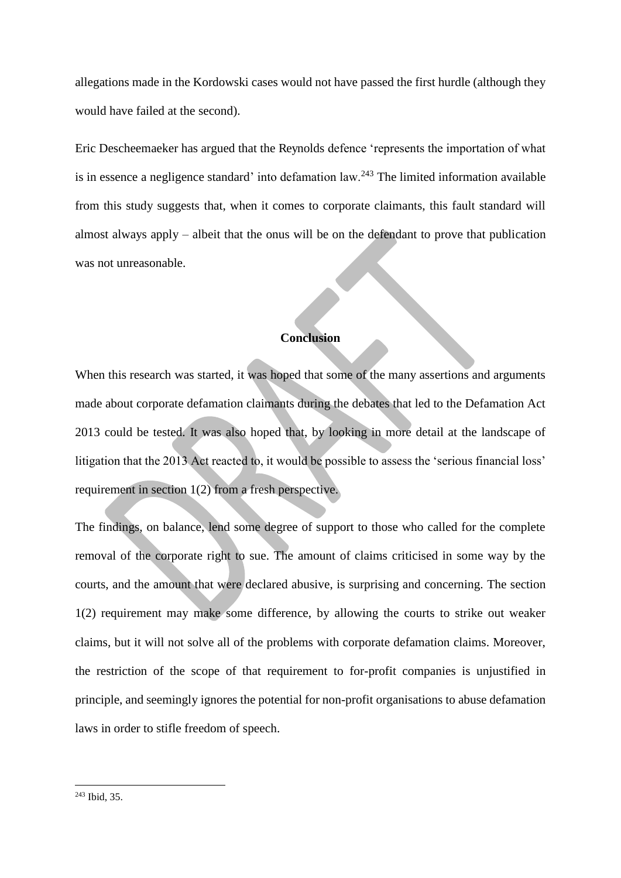allegations made in the Kordowski cases would not have passed the first hurdle (although they would have failed at the second).

Eric Descheemaeker has argued that the Reynolds defence 'represents the importation of what is in essence a negligence standard' into defamation law.[243] The limited information available from this study suggests that, when it comes to corporate claimants, this fault standard will almost always apply – albeit that the onus will be on the defendant to prove that publication was not unreasonable.

## Conclusion

When this research was started, it was hoped that some of the many assertions and arguments made about corporate defamation claimants during the debates that led to the Defamation Act 2013 could be tested. It was also hoped that, by looking in more detail at the landscape of litigation that the 2013 Act reacted to, it would be possible to assess the 'serious financial loss' requirement in section 1(2) from a fresh perspective.

The findings, on balance, lend some degree of support to those who called for the complete removal of the corporate right to sue. The amount of claims criticised in some way by the courts, and the amount that were declared abusive, is surprising and concerning. The section 1(2) requirement may make some difference, by allowing the courts to strike out weaker claims, but it will not solve all of the problems with corporate defamation claims. Moreover, the restriction of the scope of that requirement to for-profit companies is unjustified in principle, and seemingly ignores the potential for non-profit organisations to abuse defamation laws in order to stifle freedom of speech.

---

[243] Ibid, 35.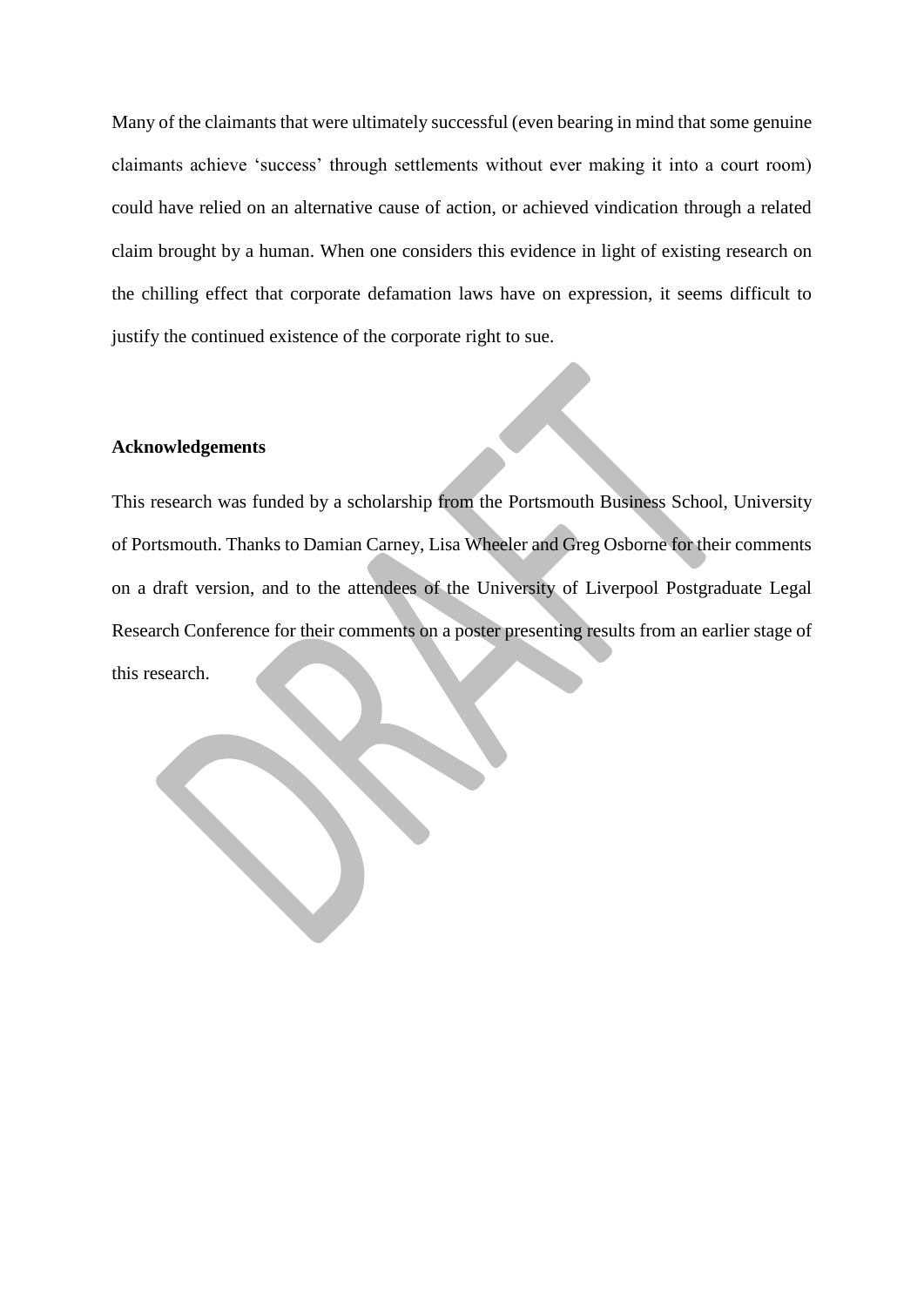Many of the claimants that were ultimately successful (even bearing in mind that some genuine claimants achieve 'success' through settlements without ever making it into a court room) could have relied on an alternative cause of action, or achieved vindication through a related claim brought by a human. When one considers this evidence in light of existing research on the chilling effect that corporate defamation laws have on expression, it seems difficult to justify the continued existence of the corporate right to sue.

## Acknowledgements

This research was funded by a scholarship from the Portsmouth Business School, University of Portsmouth. Thanks to Damian Carney, Lisa Wheeler and Greg Osborne for their comments on a draft version, and to the attendees of the University of Liverpool Postgraduate Legal Research Conference for their comments on a poster presenting results from an earlier stage of this research.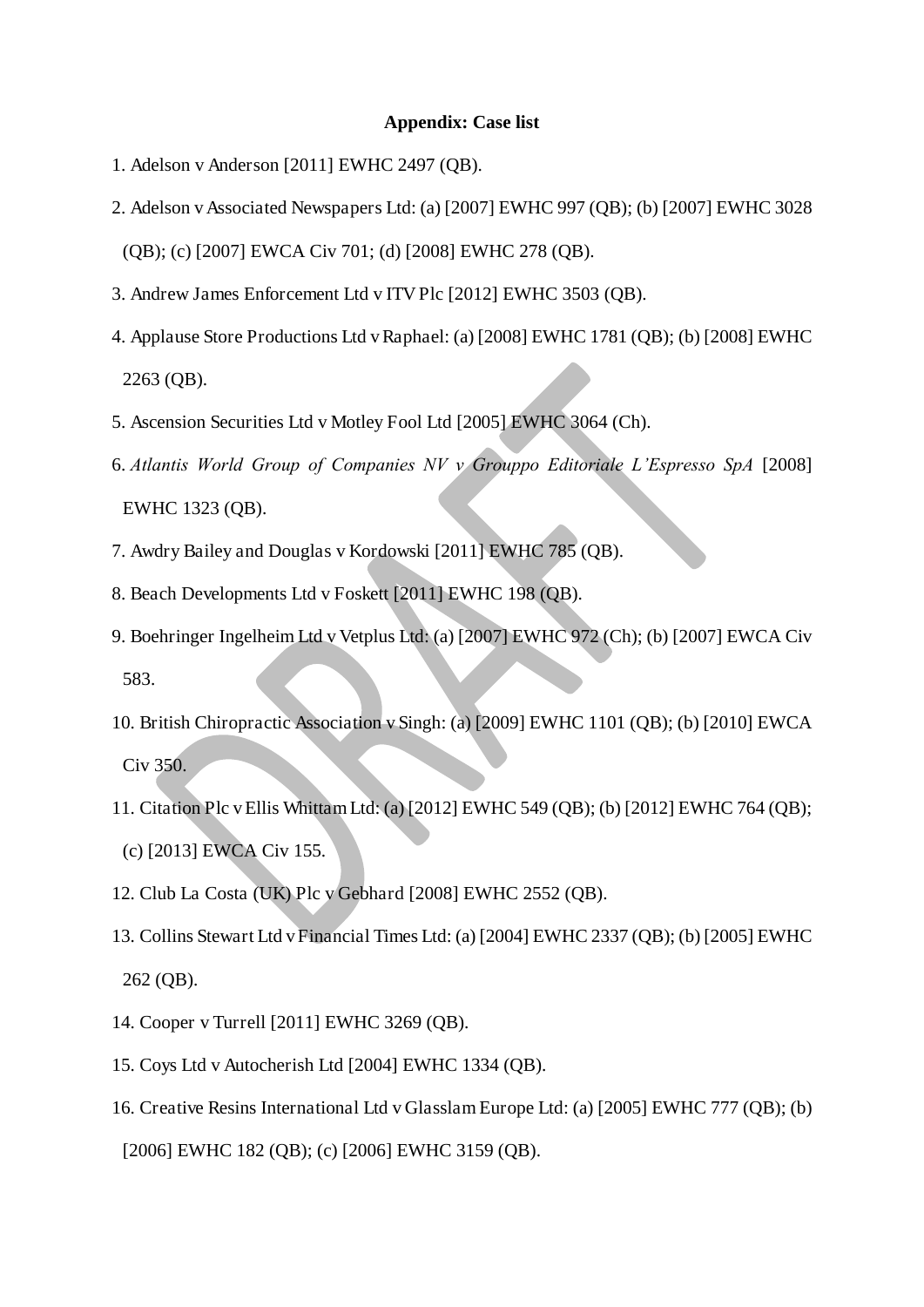**Appendix: Case list**

1. Adelson v Anderson [2011] EWHC 2497 (QB).
2. Adelson v Associated Newspapers Ltd: (a) [2007] EWHC 997 (QB); (b) [2007] EWHC 3028 (QB); (c) [2007] EWCA Civ 701; (d) [2008] EWHC 278 (QB).
3. Andrew James Enforcement Ltd v ITV Plc [2012] EWHC 3503 (QB).
4. Applause Store Productions Ltd v Raphael: (a) [2008] EWHC 1781 (QB); (b) [2008] EWHC 2263 (QB).
5. Ascension Securities Ltd v Motley Fool Ltd [2005] EWHC 3064 (Ch).
6. *Atlantis World Group of Companies NV v Grouppo Editoriale L'Espresso SpA* [2008] EWHC 1323 (QB).
7. Awdry Bailey and Douglas v Kordowski [2011] EWHC 785 (QB).
8. Beach Developments Ltd v Foskett [2011] EWHC 198 (QB).
9. Boehringer Ingelheim Ltd v Vetplus Ltd: (a) [2007] EWHC 972 (Ch); (b) [2007] EWCA Civ 583.
10. British Chiropractic Association v Singh: (a) [2009] EWHC 1101 (QB); (b) [2010] EWCA Civ 350.
11. Citation Plc v Ellis Whittam Ltd: (a) [2012] EWHC 549 (QB); (b) [2012] EWHC 764 (QB); (c) [2013] EWCA Civ 155.
12. Club La Costa (UK) Plc v Gebhard [2008] EWHC 2552 (QB).
13. Collins Stewart Ltd v Financial Times Ltd: (a) [2004] EWHC 2337 (QB); (b) [2005] EWHC 262 (QB).
14. Cooper v Turrell [2011] EWHC 3269 (QB).
15. Coys Ltd v Autocherish Ltd [2004] EWHC 1334 (QB).
16. Creative Resins International Ltd v Glasslam Europe Ltd: (a) [2005] EWHC 777 (QB); (b) [2006] EWHC 182 (QB); (c) [2006] EWHC 3159 (QB).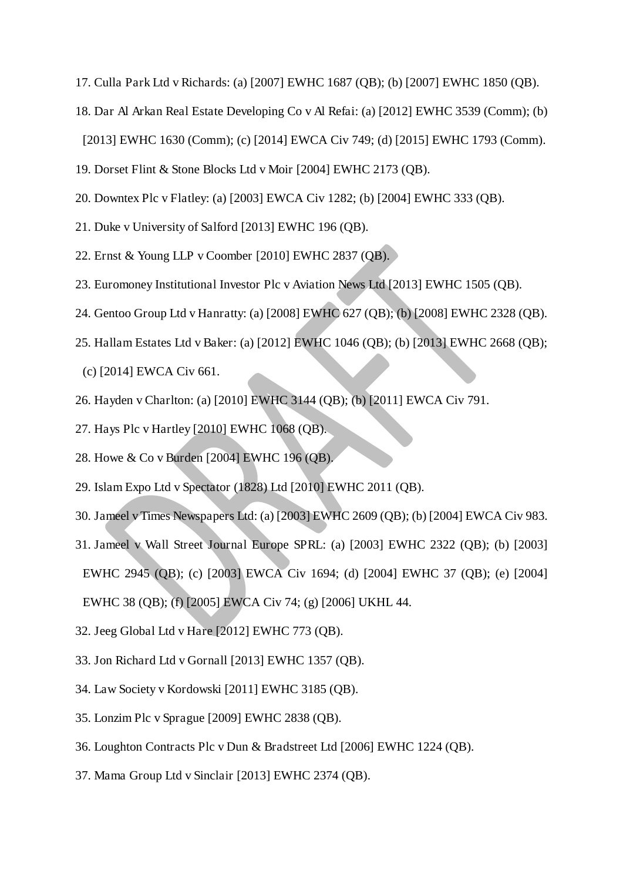17. Culla Park Ltd v Richards: (a) [2007] EWHC 1687 (QB); (b) [2007] EWHC 1850 (QB).
18. Dar Al Arkan Real Estate Developing Co v Al Refai: (a) [2012] EWHC 3539 (Comm); (b) [2013] EWHC 1630 (Comm); (c) [2014] EWCA Civ 749; (d) [2015] EWHC 1793 (Comm).
19. Dorset Flint & Stone Blocks Ltd v Moir [2004] EWHC 2173 (QB).
20. Downtex Plc v Flatley: (a) [2003] EWCA Civ 1282; (b) [2004] EWHC 333 (QB).
21. Duke v University of Salford [2013] EWHC 196 (QB).
22. Ernst & Young LLP v Coomber [2010] EWHC 2837 (QB).
23. Euromoney Institutional Investor Plc v Aviation News Ltd [2013] EWHC 1505 (QB).
24. Gentoo Group Ltd v Hanratty: (a) [2008] EWHC 627 (QB); (b) [2008] EWHC 2328 (QB).
25. Hallam Estates Ltd v Baker: (a) [2012] EWHC 1046 (QB); (b) [2013] EWHC 2668 (QB); (c) [2014] EWCA Civ 661.
26. Hayden v Charlton: (a) [2010] EWHC 3144 (QB); (b) [2011] EWCA Civ 791.
27. Hays Plc v Hartley [2010] EWHC 1068 (QB).
28. Howe & Co v Burden [2004] EWHC 196 (QB).
29. Islam Expo Ltd v Spectator (1828) Ltd [2010] EWHC 2011 (QB).
30. Jameel v Times Newspapers Ltd: (a) [2003] EWHC 2609 (QB); (b) [2004] EWCA Civ 983.
31. Jameel v Wall Street Journal Europe SPRL: (a) [2003] EWHC 2322 (QB); (b) [2003] EWHC 2945 (QB); (c) [2003] EWCA Civ 1694; (d) [2004] EWHC 37 (QB); (e) [2004] EWHC 38 (QB); (f) [2005] EWCA Civ 74; (g) [2006] UKHL 44.
32. Jeeg Global Ltd v Hare [2012] EWHC 773 (QB).
33. Jon Richard Ltd v Gornall [2013] EWHC 1357 (QB).
34. Law Society v Kordowski [2011] EWHC 3185 (QB).
35. Lonzim Plc v Sprague [2009] EWHC 2838 (QB).
36. Loughton Contracts Plc v Dun & Bradstreet Ltd [2006] EWHC 1224 (QB).
37. Mama Group Ltd v Sinclair [2013] EWHC 2374 (QB).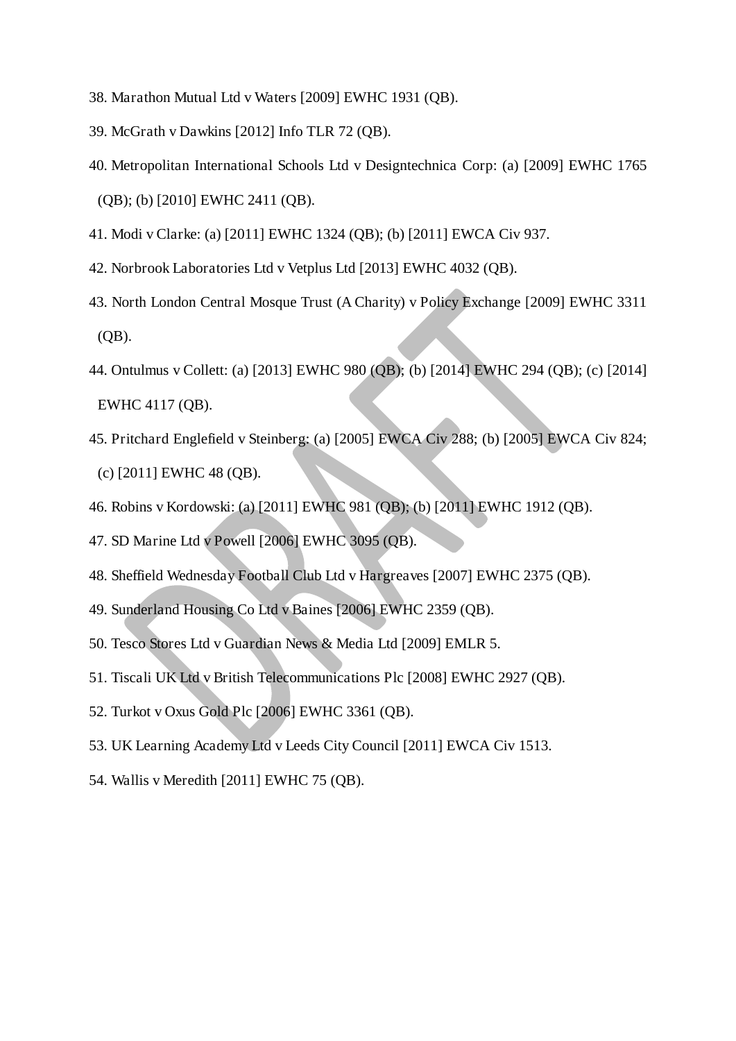38. Marathon Mutual Ltd v Waters [2009] EWHC 1931 (QB).

39. McGrath v Dawkins [2012] Info TLR 72 (QB).

40. Metropolitan International Schools Ltd v Designtechnica Corp: (a) [2009] EWHC 1765 (QB); (b) [2010] EWHC 2411 (QB).

41. Modi v Clarke: (a) [2011] EWHC 1324 (QB); (b) [2011] EWCA Civ 937.

42. Norbrook Laboratories Ltd v Vetplus Ltd [2013] EWHC 4032 (QB).

43. North London Central Mosque Trust (A Charity) v Policy Exchange [2009] EWHC 3311 (QB).

44. Ontulmus v Collett: (a) [2013] EWHC 980 (QB); (b) [2014] EWHC 294 (QB); (c) [2014] EWHC 4117 (QB).

45. Pritchard Englefield v Steinberg: (a) [2005] EWCA Civ 288; (b) [2005] EWCA Civ 824; (c) [2011] EWHC 48 (QB).

46. Robins v Kordowski: (a) [2011] EWHC 981 (QB); (b) [2011] EWHC 1912 (QB).

47. SD Marine Ltd v Powell [2006] EWHC 3095 (QB).

48. Sheffield Wednesday Football Club Ltd v Hargreaves [2007] EWHC 2375 (QB).

49. Sunderland Housing Co Ltd v Baines [2006] EWHC 2359 (QB).

50. Tesco Stores Ltd v Guardian News & Media Ltd [2009] EMLR 5.

51. Tiscali UK Ltd v British Telecommunications Plc [2008] EWHC 2927 (QB).

52. Turkot v Oxus Gold Plc [2006] EWHC 3361 (QB).

53. UK Learning Academy Ltd v Leeds City Council [2011] EWCA Civ 1513.

54. Wallis v Meredith [2011] EWHC 75 (QB).